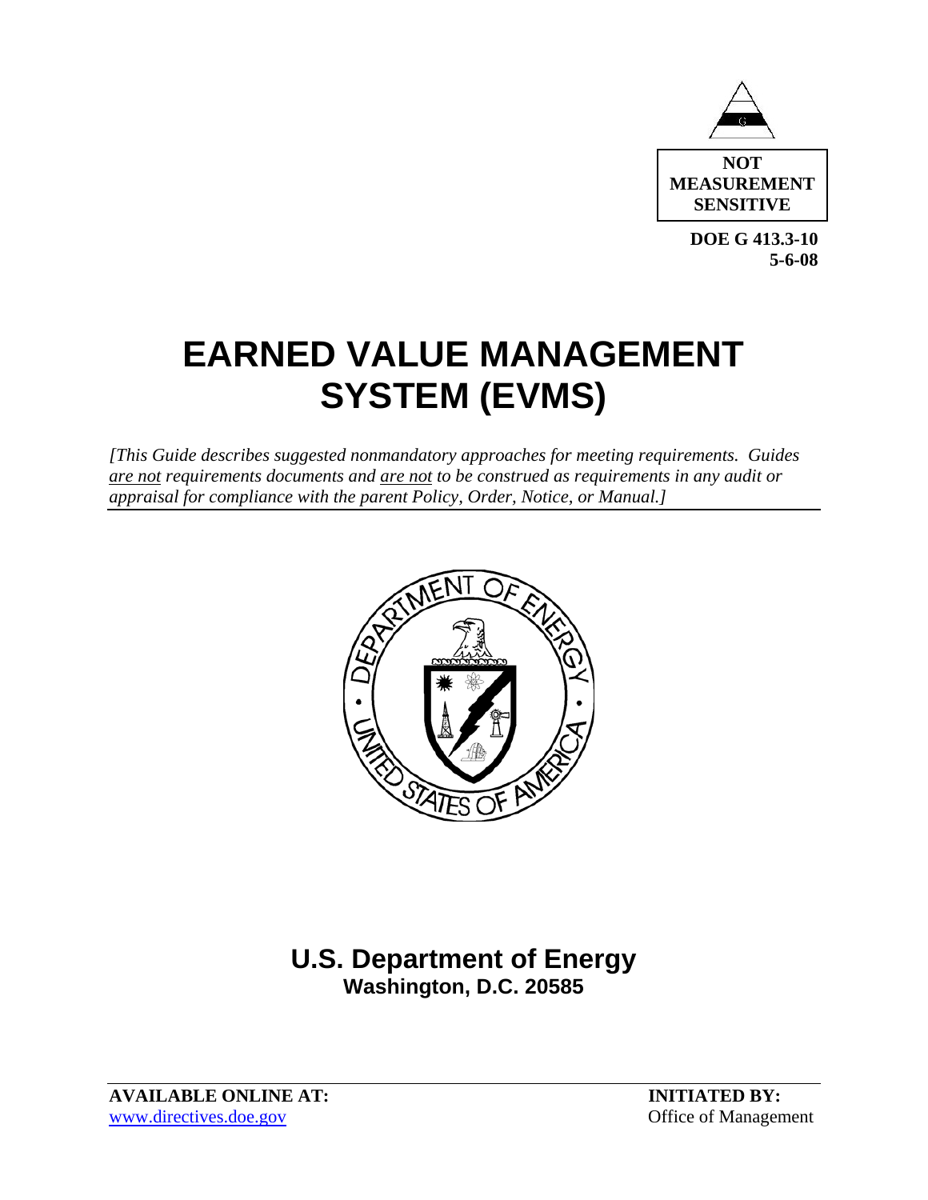NOT MEASUREMENT SENSITIVE

**DOE G 413.3-10**
**5-6-08**

# EARNED VALUE MANAGEMENT SYSTEM (EVMS)

*[This Guide describes suggested nonmandatory approaches for meeting requirements. Guides are not requirements documents and are not to be construed as requirements in any audit or appraisal for compliance with the parent Policy, Order, Notice, or Manual.]*

## U.S. Department of Energy
**Washington, D.C. 20585**

**AVAILABLE ONLINE AT:**
www.directives.doe.gov

**INITIATED BY:**
Office of Management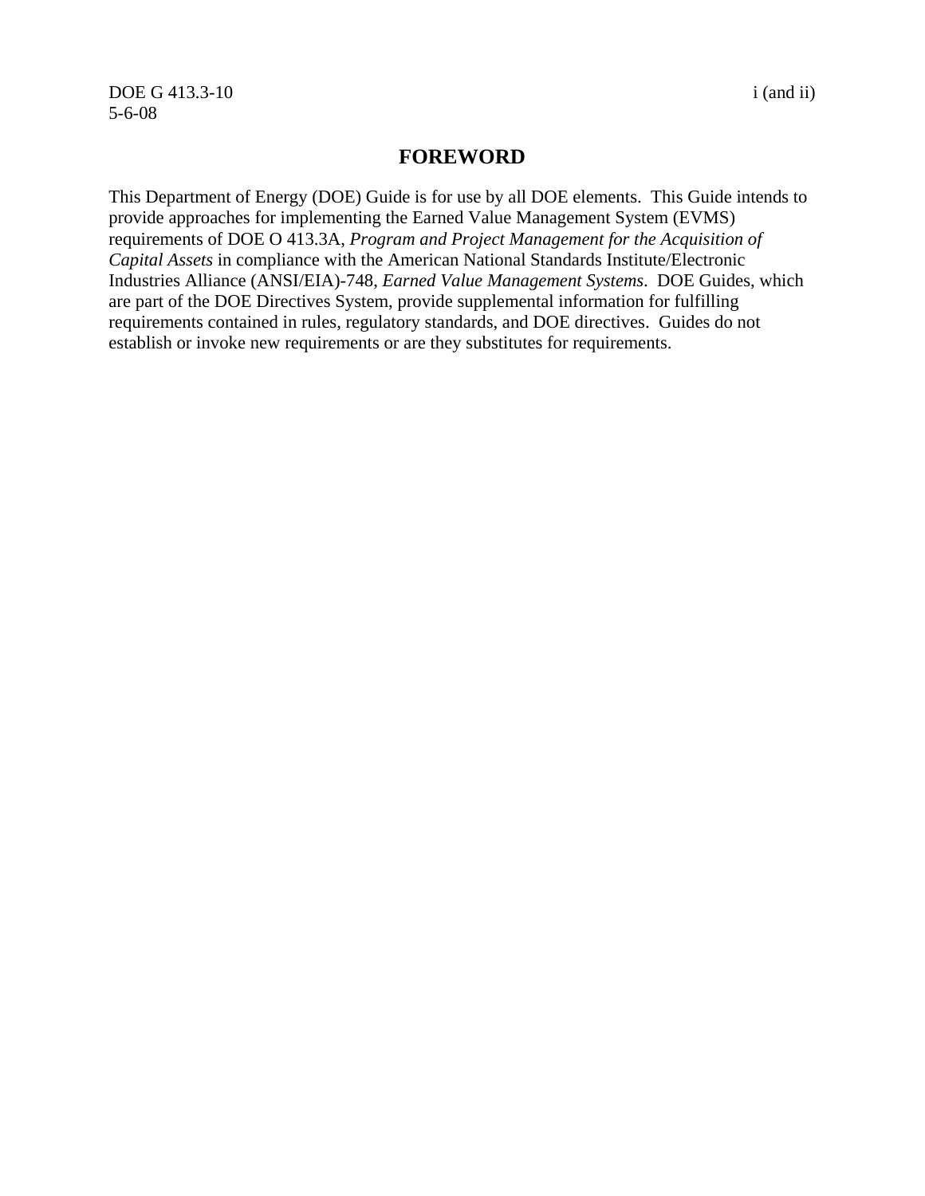# FOREWORD

This Department of Energy (DOE) Guide is for use by all DOE elements. This Guide intends to provide approaches for implementing the Earned Value Management System (EVMS) requirements of DOE O 413.3A, *Program and Project Management for the Acquisition of Capital Assets* in compliance with the American National Standards Institute/Electronic Industries Alliance (ANSI/EIA)-748, *Earned Value Management Systems*. DOE Guides, which are part of the DOE Directives System, provide supplemental information for fulfilling requirements contained in rules, regulatory standards, and DOE directives. Guides do not establish or invoke new requirements or are they substitutes for requirements.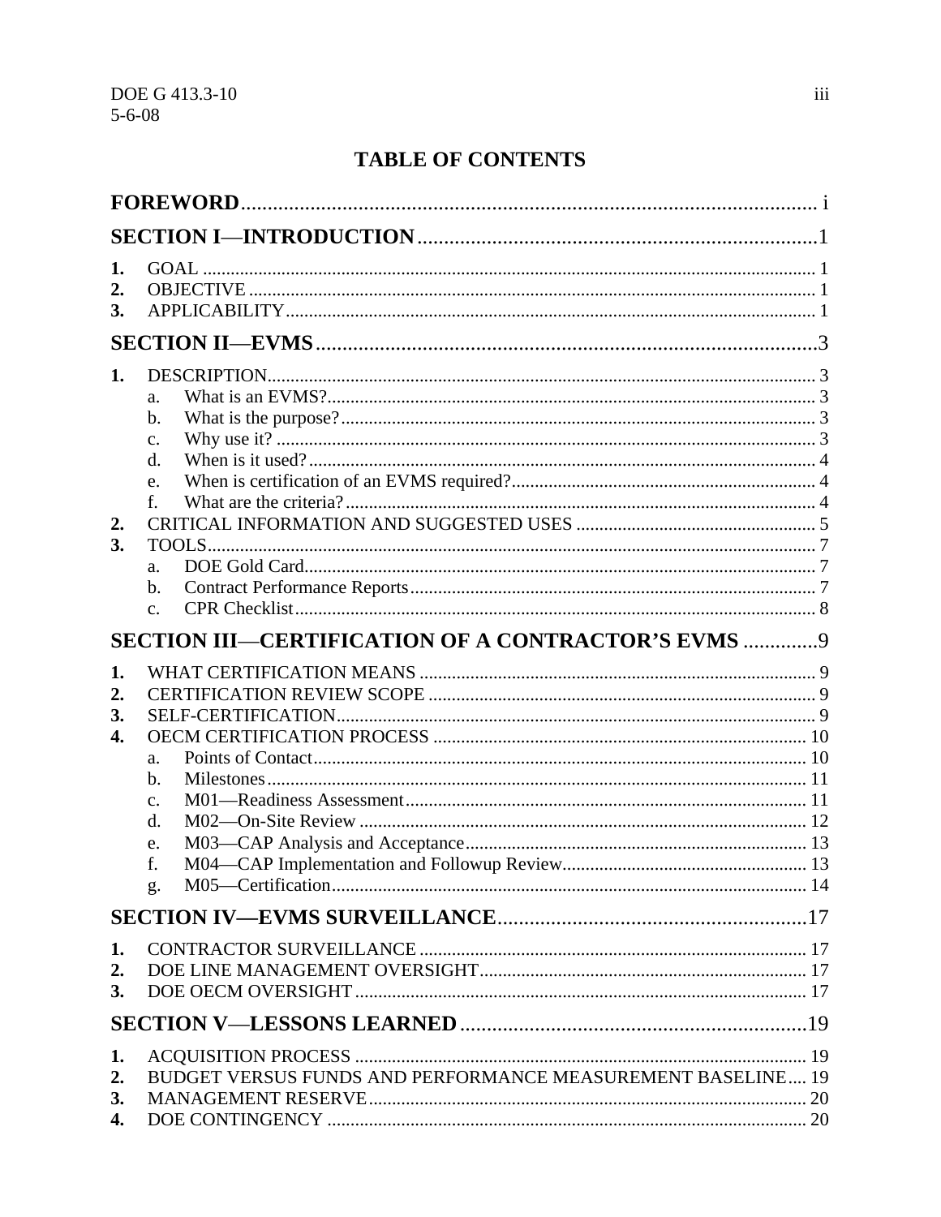# TABLE OF CONTENTS

**FOREWORD** ..... i

**SECTION I—INTRODUCTION** ..... 1

1. GOAL ..... 1
2. OBJECTIVE ..... 1
3. APPLICABILITY ..... 1

**SECTION II—EVMS** ..... 3

1. DESCRIPTION ..... 3
   a. What is an EVMS? ..... 3
   b. What is the purpose? ..... 3
   c. Why use it? ..... 3
   d. When is it used? ..... 4
   e. When is certification of an EVMS required? ..... 4
   f. What are the criteria? ..... 4
2. CRITICAL INFORMATION AND SUGGESTED USES ..... 5
3. TOOLS ..... 7
   a. DOE Gold Card ..... 7
   b. Contract Performance Reports ..... 7
   c. CPR Checklist ..... 8

**SECTION III—CERTIFICATION OF A CONTRACTOR'S EVMS** ..... 9

1. WHAT CERTIFICATION MEANS ..... 9
2. CERTIFICATION REVIEW SCOPE ..... 9
3. SELF-CERTIFICATION ..... 9
4. OECM CERTIFICATION PROCESS ..... 10
   a. Points of Contact ..... 10
   b. Milestones ..... 11
   c. M01—Readiness Assessment ..... 11
   d. M02—On-Site Review ..... 12
   e. M03—CAP Analysis and Acceptance ..... 13
   f. M04—CAP Implementation and Followup Review ..... 13
   g. M05—Certification ..... 14

**SECTION IV—EVMS SURVEILLANCE** ..... 17

1. CONTRACTOR SURVEILLANCE ..... 17
2. DOE LINE MANAGEMENT OVERSIGHT ..... 17
3. DOE OECM OVERSIGHT ..... 17

**SECTION V—LESSONS LEARNED** ..... 19

1. ACQUISITION PROCESS ..... 19
2. BUDGET VERSUS FUNDS AND PERFORMANCE MEASUREMENT BASELINE ..... 19
3. MANAGEMENT RESERVE ..... 20
4. DOE CONTINGENCY ..... 20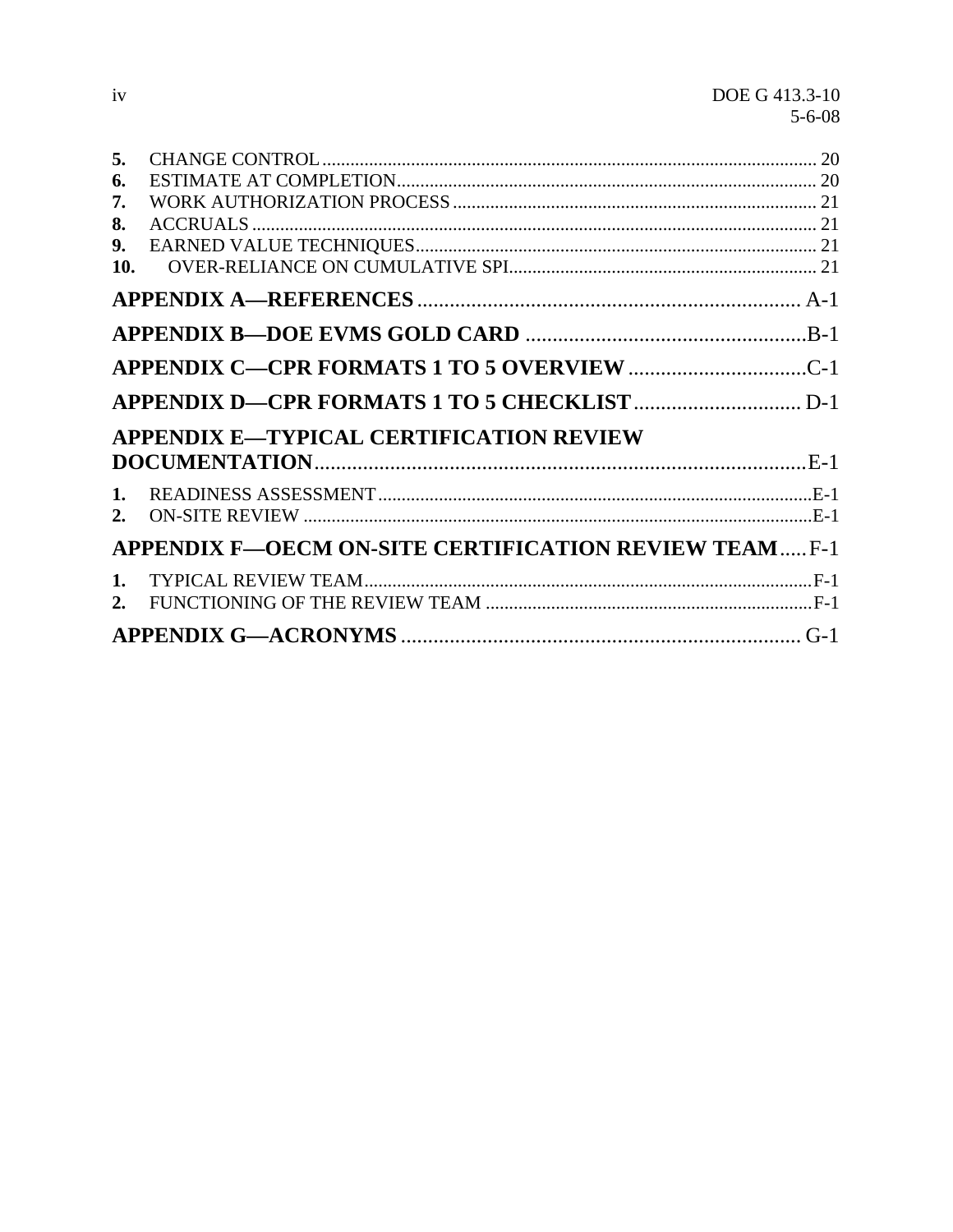5. CHANGE CONTROL ........ 20
6. ESTIMATE AT COMPLETION ........ 20
7. WORK AUTHORIZATION PROCESS ........ 21
8. ACCRUALS ........ 21
9. EARNED VALUE TECHNIQUES ........ 21
10. OVER-RELIANCE ON CUMULATIVE SPI ........ 21

**APPENDIX A—REFERENCES ........ A-1**

**APPENDIX B—DOE EVMS GOLD CARD ........ B-1**

**APPENDIX C—CPR FORMATS 1 TO 5 OVERVIEW ........ C-1**

**APPENDIX D—CPR FORMATS 1 TO 5 CHECKLIST ........ D-1**

**APPENDIX E—TYPICAL CERTIFICATION REVIEW DOCUMENTATION ........ E-1**

1. READINESS ASSESSMENT ........ E-1
2. ON-SITE REVIEW ........ E-1

**APPENDIX F—OECM ON-SITE CERTIFICATION REVIEW TEAM ........ F-1**

1. TYPICAL REVIEW TEAM ........ F-1
2. FUNCTIONING OF THE REVIEW TEAM ........ F-1

**APPENDIX G—ACRONYMS ........ G-1**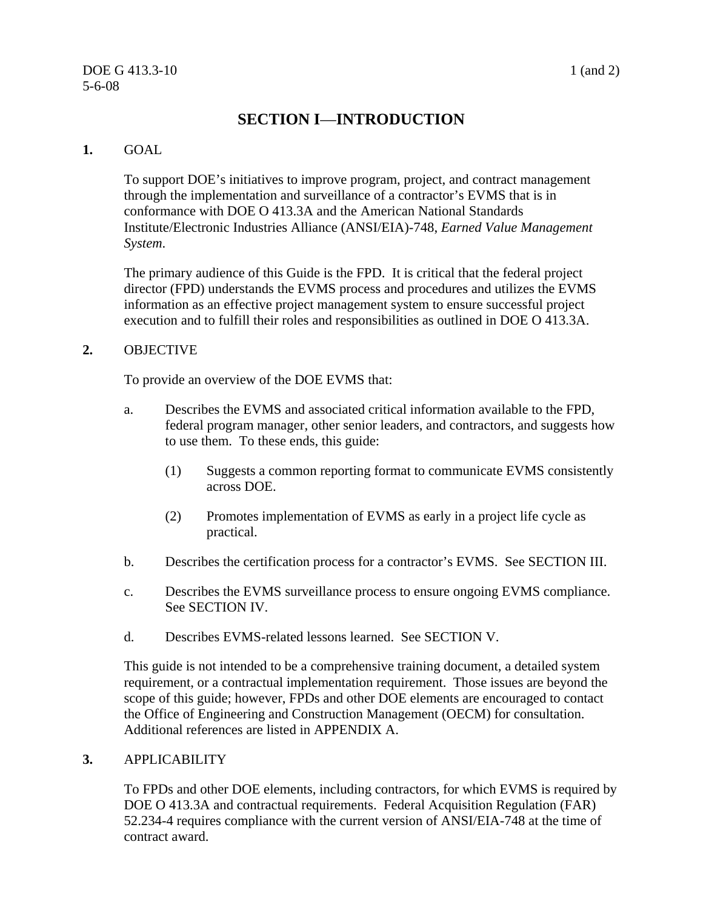# SECTION I—INTRODUCTION

**1.** GOAL

To support DOE's initiatives to improve program, project, and contract management through the implementation and surveillance of a contractor's EVMS that is in conformance with DOE O 413.3A and the American National Standards Institute/Electronic Industries Alliance (ANSI/EIA)-748, *Earned Value Management System*.

The primary audience of this Guide is the FPD. It is critical that the federal project director (FPD) understands the EVMS process and procedures and utilizes the EVMS information as an effective project management system to ensure successful project execution and to fulfill their roles and responsibilities as outlined in DOE O 413.3A.

**2.** OBJECTIVE

To provide an overview of the DOE EVMS that:

a. Describes the EVMS and associated critical information available to the FPD, federal program manager, other senior leaders, and contractors, and suggests how to use them. To these ends, this guide:

   (1) Suggests a common reporting format to communicate EVMS consistently across DOE.

   (2) Promotes implementation of EVMS as early in a project life cycle as practical.

b. Describes the certification process for a contractor's EVMS. See SECTION III.

c. Describes the EVMS surveillance process to ensure ongoing EVMS compliance. See SECTION IV.

d. Describes EVMS-related lessons learned. See SECTION V.

This guide is not intended to be a comprehensive training document, a detailed system requirement, or a contractual implementation requirement. Those issues are beyond the scope of this guide; however, FPDs and other DOE elements are encouraged to contact the Office of Engineering and Construction Management (OECM) for consultation. Additional references are listed in APPENDIX A.

**3.** APPLICABILITY

To FPDs and other DOE elements, including contractors, for which EVMS is required by DOE O 413.3A and contractual requirements. Federal Acquisition Regulation (FAR) 52.234-4 requires compliance with the current version of ANSI/EIA-748 at the time of contract award.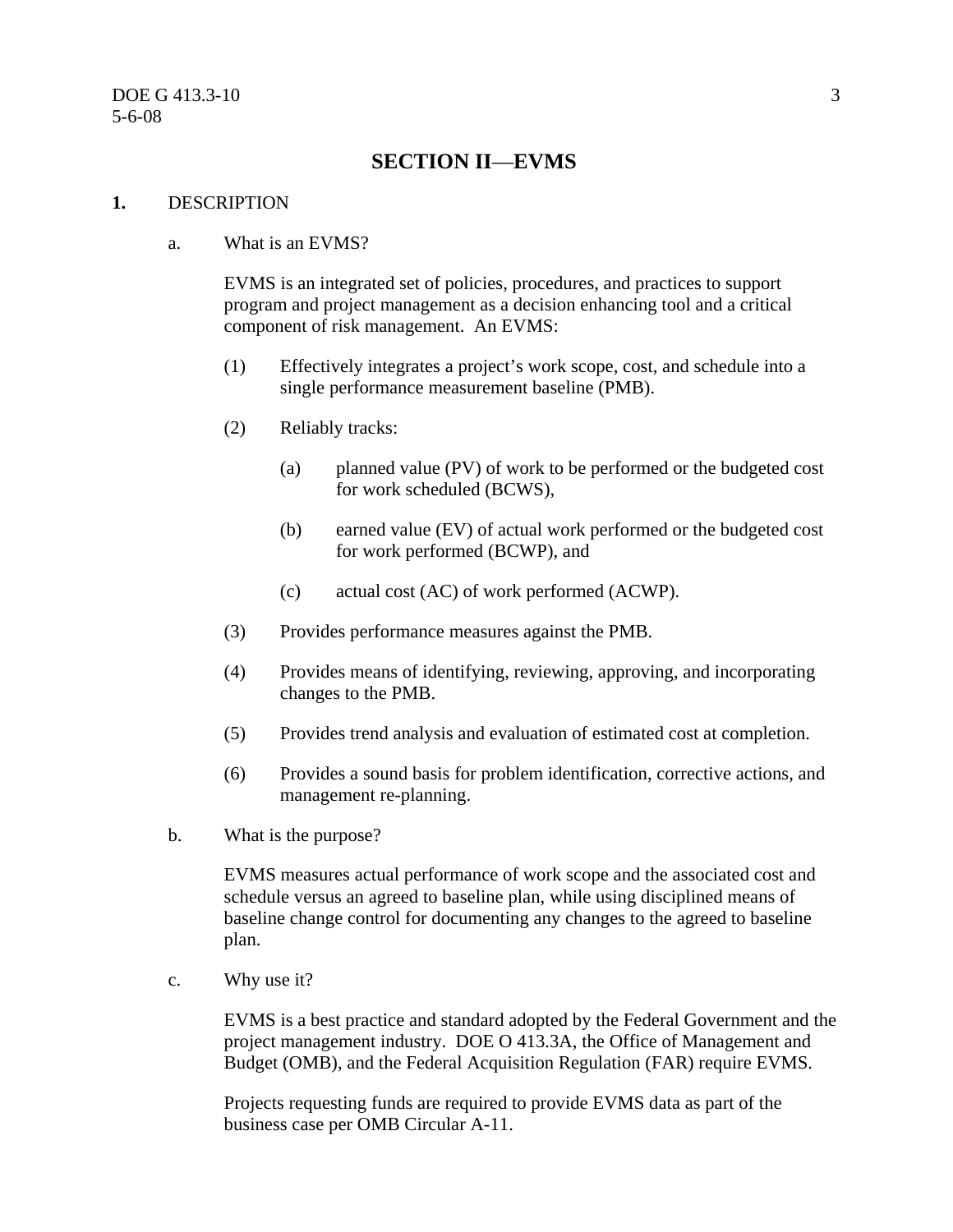## SECTION II—EVMS

**1.** DESCRIPTION

a. What is an EVMS?

EVMS is an integrated set of policies, procedures, and practices to support program and project management as a decision enhancing tool and a critical component of risk management. An EVMS:

(1) Effectively integrates a project's work scope, cost, and schedule into a single performance measurement baseline (PMB).

(2) Reliably tracks:

(a) planned value (PV) of work to be performed or the budgeted cost for work scheduled (BCWS),

(b) earned value (EV) of actual work performed or the budgeted cost for work performed (BCWP), and

(c) actual cost (AC) of work performed (ACWP).

(3) Provides performance measures against the PMB.

(4) Provides means of identifying, reviewing, approving, and incorporating changes to the PMB.

(5) Provides trend analysis and evaluation of estimated cost at completion.

(6) Provides a sound basis for problem identification, corrective actions, and management re-planning.

b. What is the purpose?

EVMS measures actual performance of work scope and the associated cost and schedule versus an agreed to baseline plan, while using disciplined means of baseline change control for documenting any changes to the agreed to baseline plan.

c. Why use it?

EVMS is a best practice and standard adopted by the Federal Government and the project management industry. DOE O 413.3A, the Office of Management and Budget (OMB), and the Federal Acquisition Regulation (FAR) require EVMS.

Projects requesting funds are required to provide EVMS data as part of the business case per OMB Circular A-11.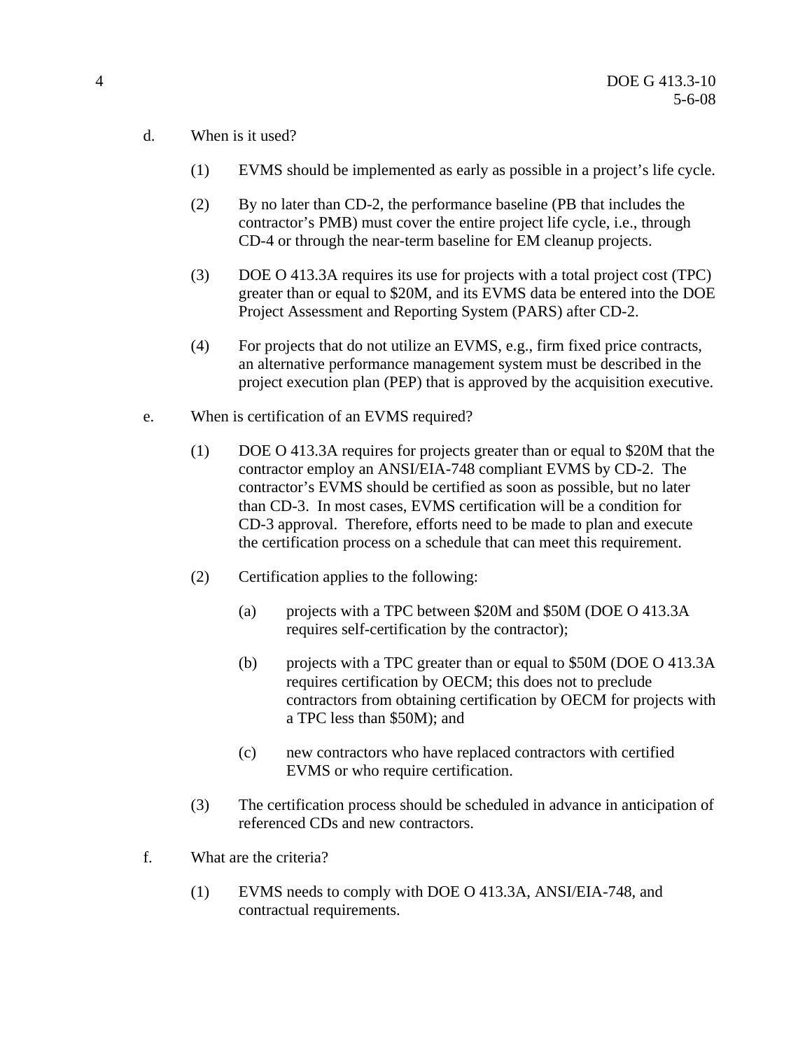d. When is it used?

   (1) EVMS should be implemented as early as possible in a project's life cycle.

   (2) By no later than CD-2, the performance baseline (PB that includes the contractor's PMB) must cover the entire project life cycle, i.e., through CD-4 or through the near-term baseline for EM cleanup projects.

   (3) DOE O 413.3A requires its use for projects with a total project cost (TPC) greater than or equal to $20M, and its EVMS data be entered into the DOE Project Assessment and Reporting System (PARS) after CD-2.

   (4) For projects that do not utilize an EVMS, e.g., firm fixed price contracts, an alternative performance management system must be described in the project execution plan (PEP) that is approved by the acquisition executive.

e. When is certification of an EVMS required?

   (1) DOE O 413.3A requires for projects greater than or equal to $20M that the contractor employ an ANSI/EIA-748 compliant EVMS by CD-2. The contractor's EVMS should be certified as soon as possible, but no later than CD-3. In most cases, EVMS certification will be a condition for CD-3 approval. Therefore, efforts need to be made to plan and execute the certification process on a schedule that can meet this requirement.

   (2) Certification applies to the following:

      (a) projects with a TPC between $20M and $50M (DOE O 413.3A requires self-certification by the contractor);

      (b) projects with a TPC greater than or equal to $50M (DOE O 413.3A requires certification by OECM; this does not to preclude contractors from obtaining certification by OECM for projects with a TPC less than $50M); and

      (c) new contractors who have replaced contractors with certified EVMS or who require certification.

   (3) The certification process should be scheduled in advance in anticipation of referenced CDs and new contractors.

f. What are the criteria?

   (1) EVMS needs to comply with DOE O 413.3A, ANSI/EIA-748, and contractual requirements.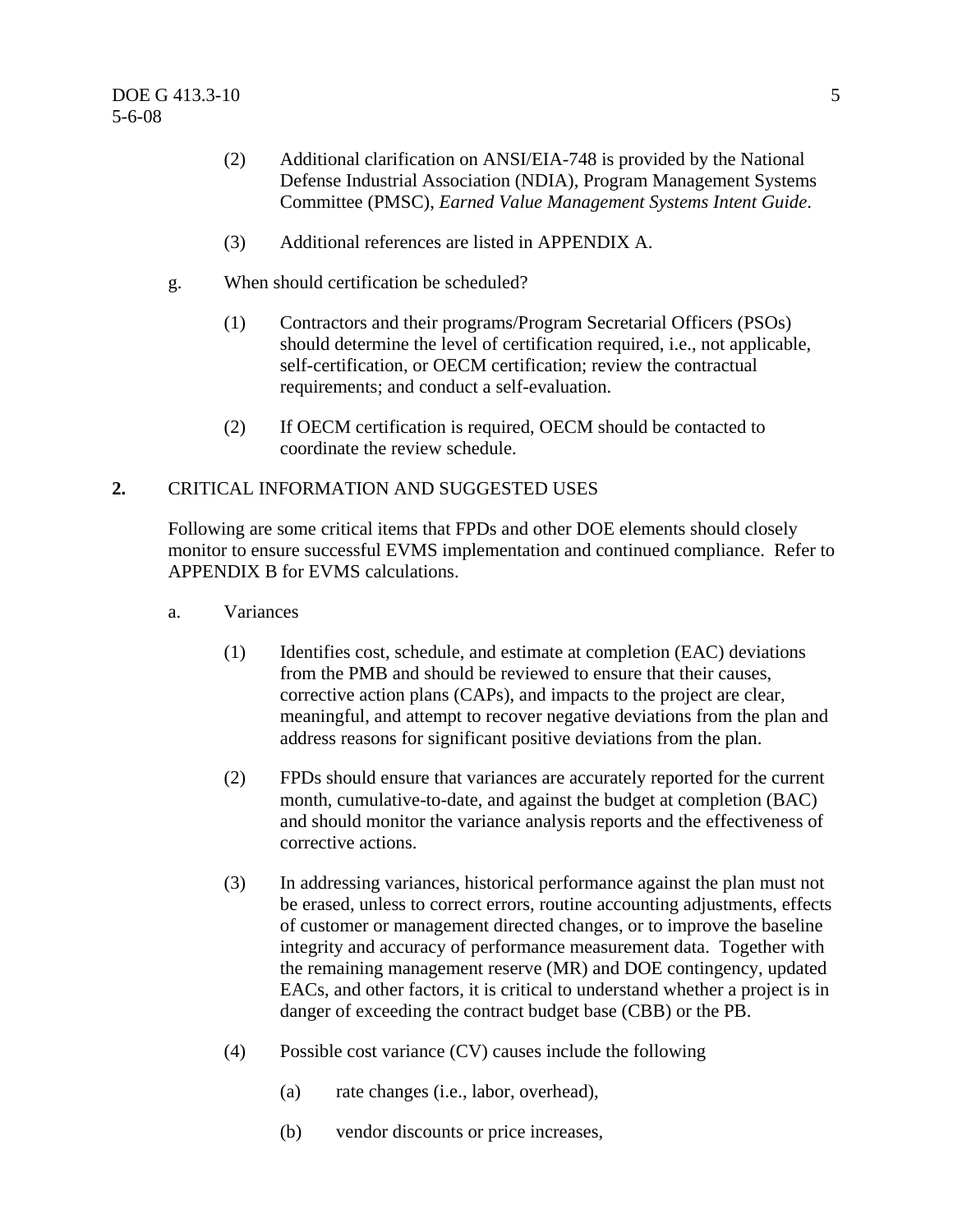(2) Additional clarification on ANSI/EIA-748 is provided by the National Defense Industrial Association (NDIA), Program Management Systems Committee (PMSC), *Earned Value Management Systems Intent Guide*.

(3) Additional references are listed in APPENDIX A.

g. When should certification be scheduled?

(1) Contractors and their programs/Program Secretarial Officers (PSOs) should determine the level of certification required, i.e., not applicable, self-certification, or OECM certification; review the contractual requirements; and conduct a self-evaluation.

(2) If OECM certification is required, OECM should be contacted to coordinate the review schedule.

**2.** CRITICAL INFORMATION AND SUGGESTED USES

Following are some critical items that FPDs and other DOE elements should closely monitor to ensure successful EVMS implementation and continued compliance. Refer to APPENDIX B for EVMS calculations.

a. Variances

(1) Identifies cost, schedule, and estimate at completion (EAC) deviations from the PMB and should be reviewed to ensure that their causes, corrective action plans (CAPs), and impacts to the project are clear, meaningful, and attempt to recover negative deviations from the plan and address reasons for significant positive deviations from the plan.

(2) FPDs should ensure that variances are accurately reported for the current month, cumulative-to-date, and against the budget at completion (BAC) and should monitor the variance analysis reports and the effectiveness of corrective actions.

(3) In addressing variances, historical performance against the plan must not be erased, unless to correct errors, routine accounting adjustments, effects of customer or management directed changes, or to improve the baseline integrity and accuracy of performance measurement data. Together with the remaining management reserve (MR) and DOE contingency, updated EACs, and other factors, it is critical to understand whether a project is in danger of exceeding the contract budget base (CBB) or the PB.

(4) Possible cost variance (CV) causes include the following

(a) rate changes (i.e., labor, overhead),

(b) vendor discounts or price increases,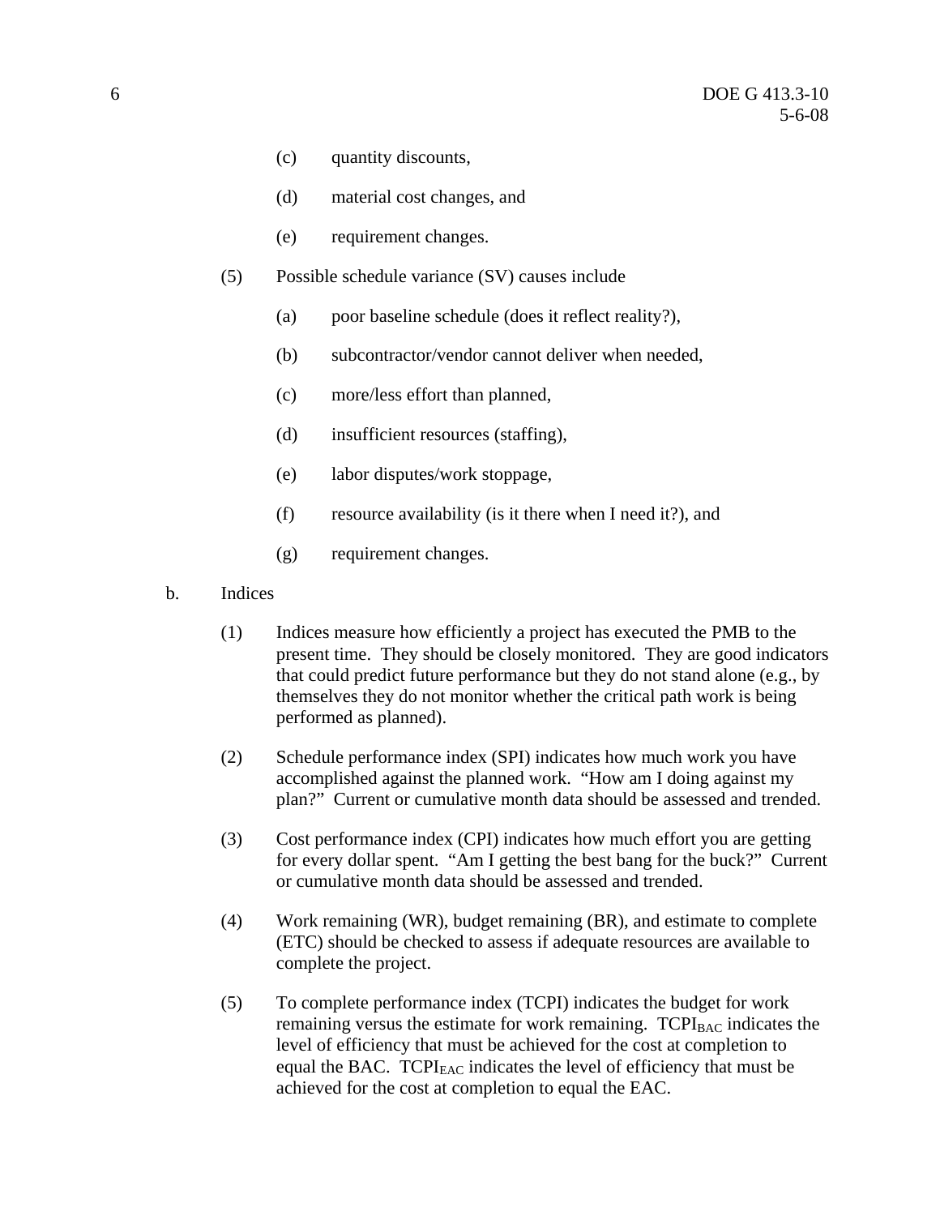(c) quantity discounts,

(d) material cost changes, and

(e) requirement changes.

(5) Possible schedule variance (SV) causes include

(a) poor baseline schedule (does it reflect reality?),

(b) subcontractor/vendor cannot deliver when needed,

(c) more/less effort than planned,

(d) insufficient resources (staffing),

(e) labor disputes/work stoppage,

(f) resource availability (is it there when I need it?), and

(g) requirement changes.

b. Indices

(1) Indices measure how efficiently a project has executed the PMB to the present time. They should be closely monitored. They are good indicators that could predict future performance but they do not stand alone (e.g., by themselves they do not monitor whether the critical path work is being performed as planned).

(2) Schedule performance index (SPI) indicates how much work you have accomplished against the planned work. "How am I doing against my plan?" Current or cumulative month data should be assessed and trended.

(3) Cost performance index (CPI) indicates how much effort you are getting for every dollar spent. "Am I getting the best bang for the buck?" Current or cumulative month data should be assessed and trended.

(4) Work remaining (WR), budget remaining (BR), and estimate to complete (ETC) should be checked to assess if adequate resources are available to complete the project.

(5) To complete performance index (TCPI) indicates the budget for work remaining versus the estimate for work remaining. $TCPI_{BAC}$ indicates the level of efficiency that must be achieved for the cost at completion to equal the BAC. $TCPI_{EAC}$ indicates the level of efficiency that must be achieved for the cost at completion to equal the EAC.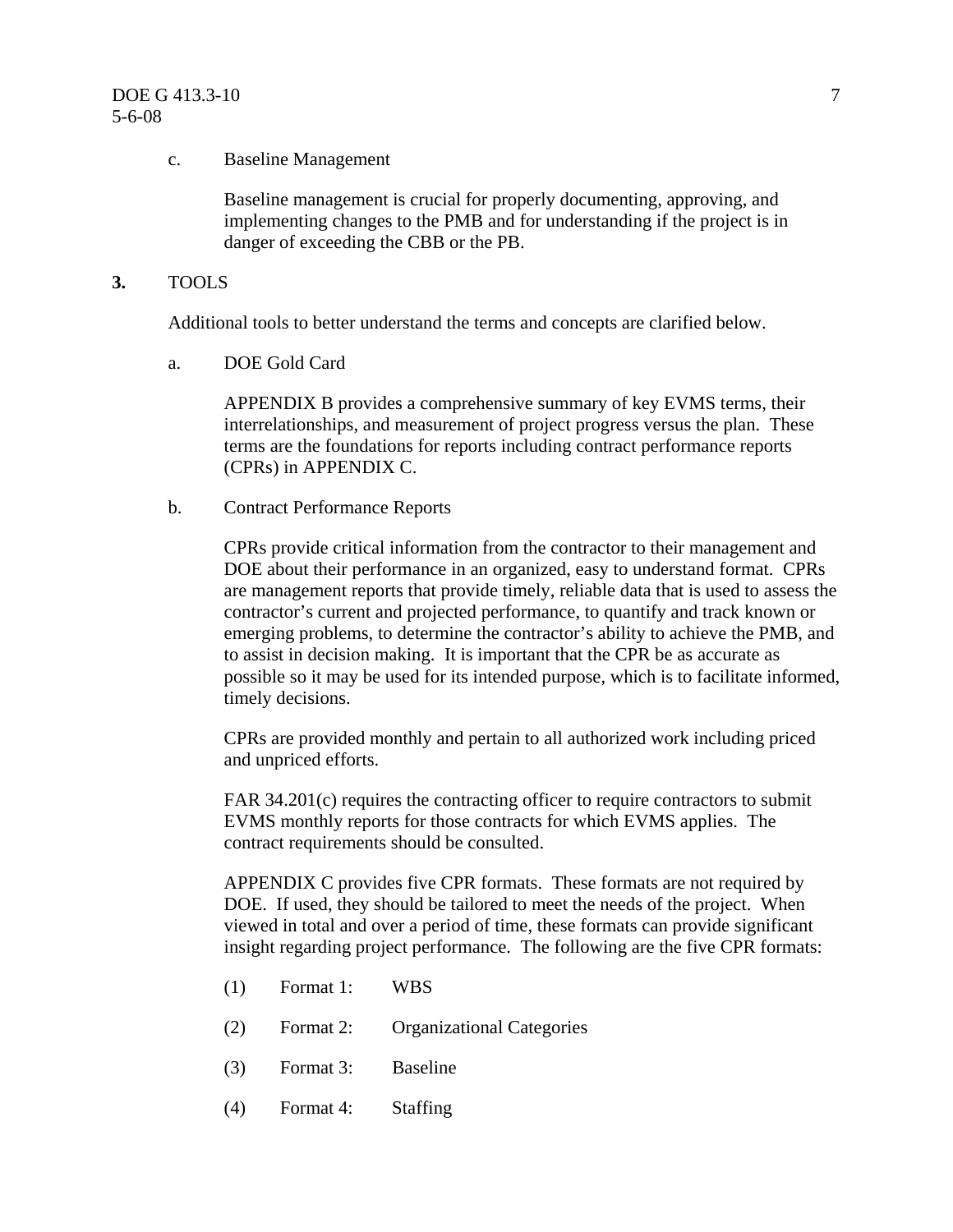c. Baseline Management

Baseline management is crucial for properly documenting, approving, and implementing changes to the PMB and for understanding if the project is in danger of exceeding the CBB or the PB.

## 3. TOOLS

Additional tools to better understand the terms and concepts are clarified below.

a. DOE Gold Card

APPENDIX B provides a comprehensive summary of key EVMS terms, their interrelationships, and measurement of project progress versus the plan. These terms are the foundations for reports including contract performance reports (CPRs) in APPENDIX C.

b. Contract Performance Reports

CPRs provide critical information from the contractor to their management and DOE about their performance in an organized, easy to understand format. CPRs are management reports that provide timely, reliable data that is used to assess the contractor's current and projected performance, to quantify and track known or emerging problems, to determine the contractor's ability to achieve the PMB, and to assist in decision making. It is important that the CPR be as accurate as possible so it may be used for its intended purpose, which is to facilitate informed, timely decisions.

CPRs are provided monthly and pertain to all authorized work including priced and unpriced efforts.

FAR 34.201(c) requires the contracting officer to require contractors to submit EVMS monthly reports for those contracts for which EVMS applies. The contract requirements should be consulted.

APPENDIX C provides five CPR formats. These formats are not required by DOE. If used, they should be tailored to meet the needs of the project. When viewed in total and over a period of time, these formats can provide significant insight regarding project performance. The following are the five CPR formats:

(1) Format 1: WBS

(2) Format 2: Organizational Categories

(3) Format 3: Baseline

(4) Format 4: Staffing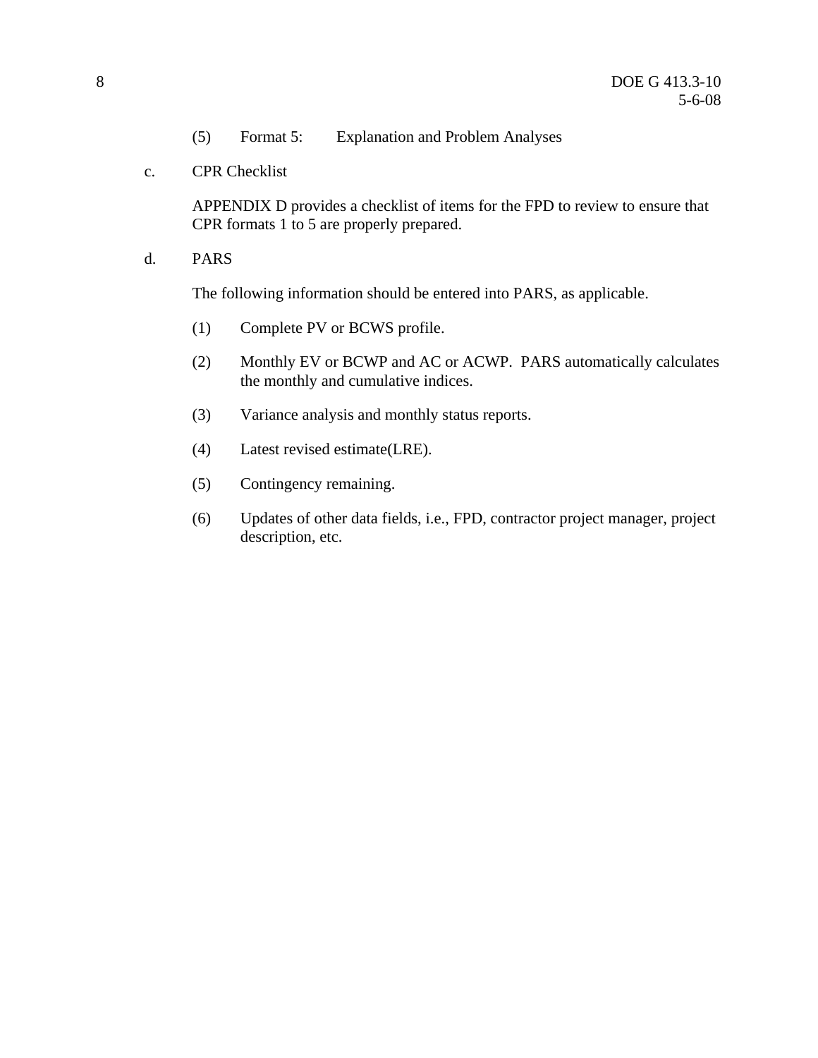(5) Format 5: Explanation and Problem Analyses

c. CPR Checklist

APPENDIX D provides a checklist of items for the FPD to review to ensure that CPR formats 1 to 5 are properly prepared.

d. PARS

The following information should be entered into PARS, as applicable.

(1) Complete PV or BCWS profile.

(2) Monthly EV or BCWP and AC or ACWP. PARS automatically calculates the monthly and cumulative indices.

(3) Variance analysis and monthly status reports.

(4) Latest revised estimate(LRE).

(5) Contingency remaining.

(6) Updates of other data fields, i.e., FPD, contractor project manager, project description, etc.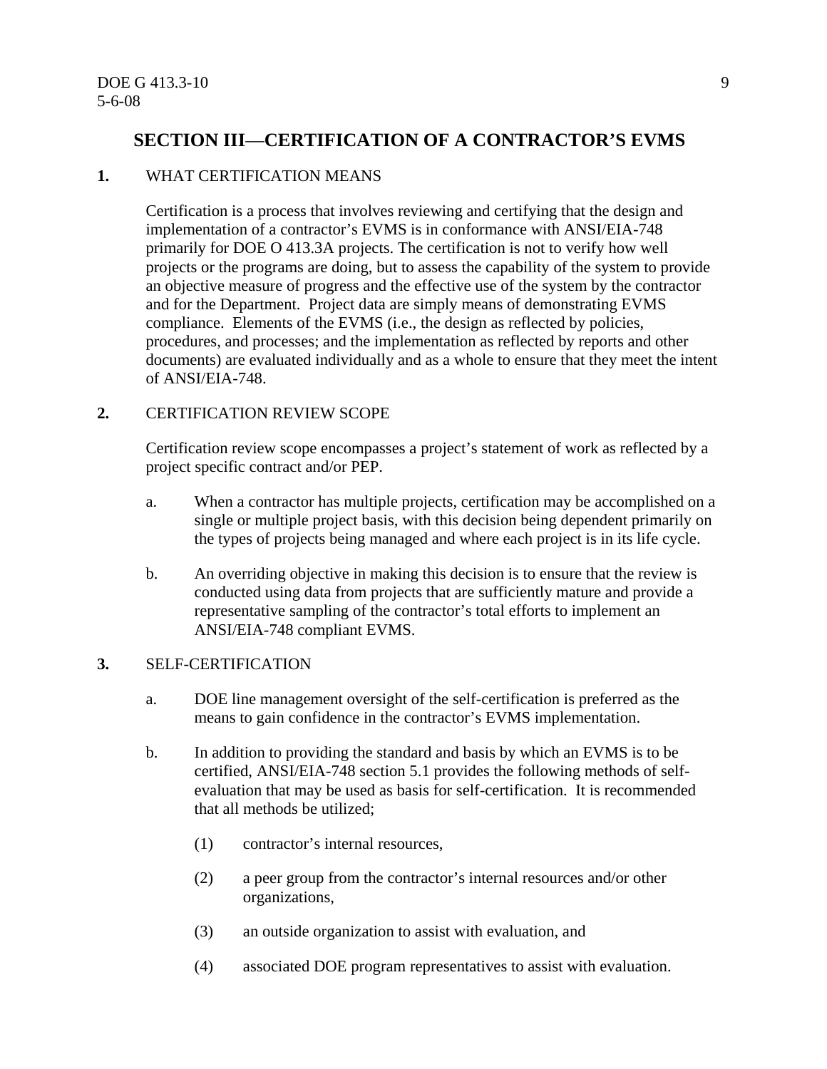## SECTION III—CERTIFICATION OF A CONTRACTOR'S EVMS

**1.** WHAT CERTIFICATION MEANS

Certification is a process that involves reviewing and certifying that the design and implementation of a contractor's EVMS is in conformance with ANSI/EIA-748 primarily for DOE O 413.3A projects. The certification is not to verify how well projects or the programs are doing, but to assess the capability of the system to provide an objective measure of progress and the effective use of the system by the contractor and for the Department. Project data are simply means of demonstrating EVMS compliance. Elements of the EVMS (i.e., the design as reflected by policies, procedures, and processes; and the implementation as reflected by reports and other documents) are evaluated individually and as a whole to ensure that they meet the intent of ANSI/EIA-748.

**2.** CERTIFICATION REVIEW SCOPE

Certification review scope encompasses a project's statement of work as reflected by a project specific contract and/or PEP.

a. When a contractor has multiple projects, certification may be accomplished on a single or multiple project basis, with this decision being dependent primarily on the types of projects being managed and where each project is in its life cycle.

b. An overriding objective in making this decision is to ensure that the review is conducted using data from projects that are sufficiently mature and provide a representative sampling of the contractor's total efforts to implement an ANSI/EIA-748 compliant EVMS.

**3.** SELF-CERTIFICATION

a. DOE line management oversight of the self-certification is preferred as the means to gain confidence in the contractor's EVMS implementation.

b. In addition to providing the standard and basis by which an EVMS is to be certified, ANSI/EIA-748 section 5.1 provides the following methods of self-evaluation that may be used as basis for self-certification. It is recommended that all methods be utilized;

(1) contractor's internal resources,

(2) a peer group from the contractor's internal resources and/or other organizations,

(3) an outside organization to assist with evaluation, and

(4) associated DOE program representatives to assist with evaluation.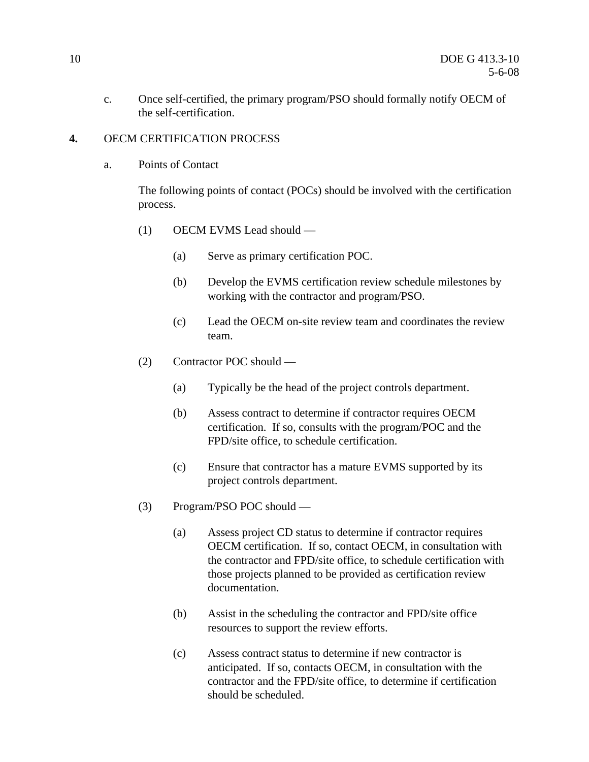c. Once self-certified, the primary program/PSO should formally notify OECM of the self-certification.

**4.** OECM CERTIFICATION PROCESS

a. Points of Contact

The following points of contact (POCs) should be involved with the certification process.

(1) OECM EVMS Lead should —

(a) Serve as primary certification POC.

(b) Develop the EVMS certification review schedule milestones by working with the contractor and program/PSO.

(c) Lead the OECM on-site review team and coordinates the review team.

(2) Contractor POC should —

(a) Typically be the head of the project controls department.

(b) Assess contract to determine if contractor requires OECM certification. If so, consults with the program/POC and the FPD/site office, to schedule certification.

(c) Ensure that contractor has a mature EVMS supported by its project controls department.

(3) Program/PSO POC should —

(a) Assess project CD status to determine if contractor requires OECM certification. If so, contact OECM, in consultation with the contractor and FPD/site office, to schedule certification with those projects planned to be provided as certification review documentation.

(b) Assist in the scheduling the contractor and FPD/site office resources to support the review efforts.

(c) Assess contract status to determine if new contractor is anticipated. If so, contacts OECM, in consultation with the contractor and the FPD/site office, to determine if certification should be scheduled.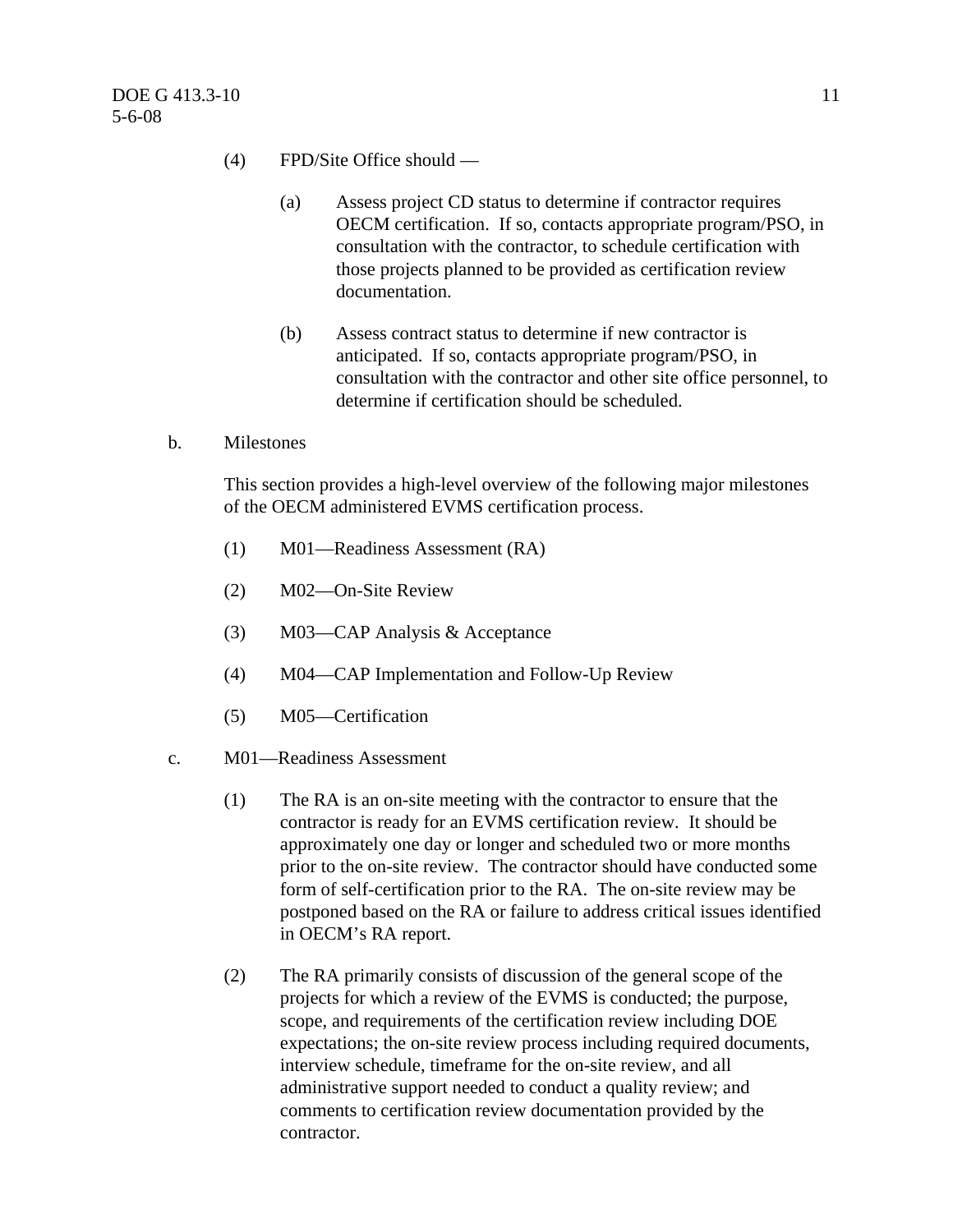(4) FPD/Site Office should —

(a) Assess project CD status to determine if contractor requires OECM certification. If so, contacts appropriate program/PSO, in consultation with the contractor, to schedule certification with those projects planned to be provided as certification review documentation.

(b) Assess contract status to determine if new contractor is anticipated. If so, contacts appropriate program/PSO, in consultation with the contractor and other site office personnel, to determine if certification should be scheduled.

b. Milestones

This section provides a high-level overview of the following major milestones of the OECM administered EVMS certification process.

(1) M01—Readiness Assessment (RA)

(2) M02—On-Site Review

(3) M03—CAP Analysis & Acceptance

(4) M04—CAP Implementation and Follow-Up Review

(5) M05—Certification

c. M01—Readiness Assessment

(1) The RA is an on-site meeting with the contractor to ensure that the contractor is ready for an EVMS certification review. It should be approximately one day or longer and scheduled two or more months prior to the on-site review. The contractor should have conducted some form of self-certification prior to the RA. The on-site review may be postponed based on the RA or failure to address critical issues identified in OECM's RA report.

(2) The RA primarily consists of discussion of the general scope of the projects for which a review of the EVMS is conducted; the purpose, scope, and requirements of the certification review including DOE expectations; the on-site review process including required documents, interview schedule, timeframe for the on-site review, and all administrative support needed to conduct a quality review; and comments to certification review documentation provided by the contractor.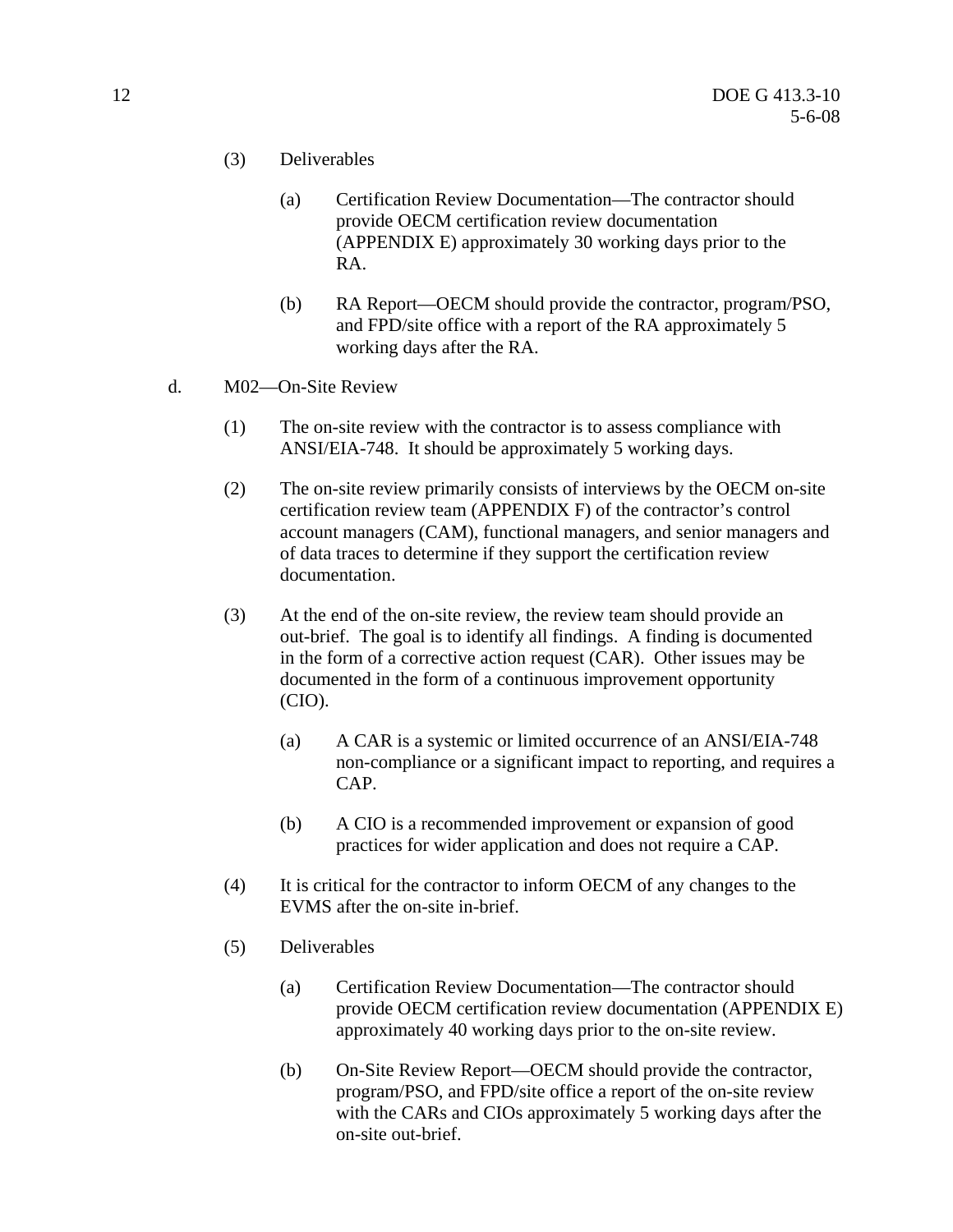(3) Deliverables

(a) Certification Review Documentation—The contractor should provide OECM certification review documentation (APPENDIX E) approximately 30 working days prior to the RA.

(b) RA Report—OECM should provide the contractor, program/PSO, and FPD/site office with a report of the RA approximately 5 working days after the RA.

d. M02—On-Site Review

(1) The on-site review with the contractor is to assess compliance with ANSI/EIA-748. It should be approximately 5 working days.

(2) The on-site review primarily consists of interviews by the OECM on-site certification review team (APPENDIX F) of the contractor's control account managers (CAM), functional managers, and senior managers and of data traces to determine if they support the certification review documentation.

(3) At the end of the on-site review, the review team should provide an out-brief. The goal is to identify all findings. A finding is documented in the form of a corrective action request (CAR). Other issues may be documented in the form of a continuous improvement opportunity (CIO).

(a) A CAR is a systemic or limited occurrence of an ANSI/EIA-748 non-compliance or a significant impact to reporting, and requires a CAP.

(b) A CIO is a recommended improvement or expansion of good practices for wider application and does not require a CAP.

(4) It is critical for the contractor to inform OECM of any changes to the EVMS after the on-site in-brief.

(5) Deliverables

(a) Certification Review Documentation—The contractor should provide OECM certification review documentation (APPENDIX E) approximately 40 working days prior to the on-site review.

(b) On-Site Review Report—OECM should provide the contractor, program/PSO, and FPD/site office a report of the on-site review with the CARs and CIOs approximately 5 working days after the on-site out-brief.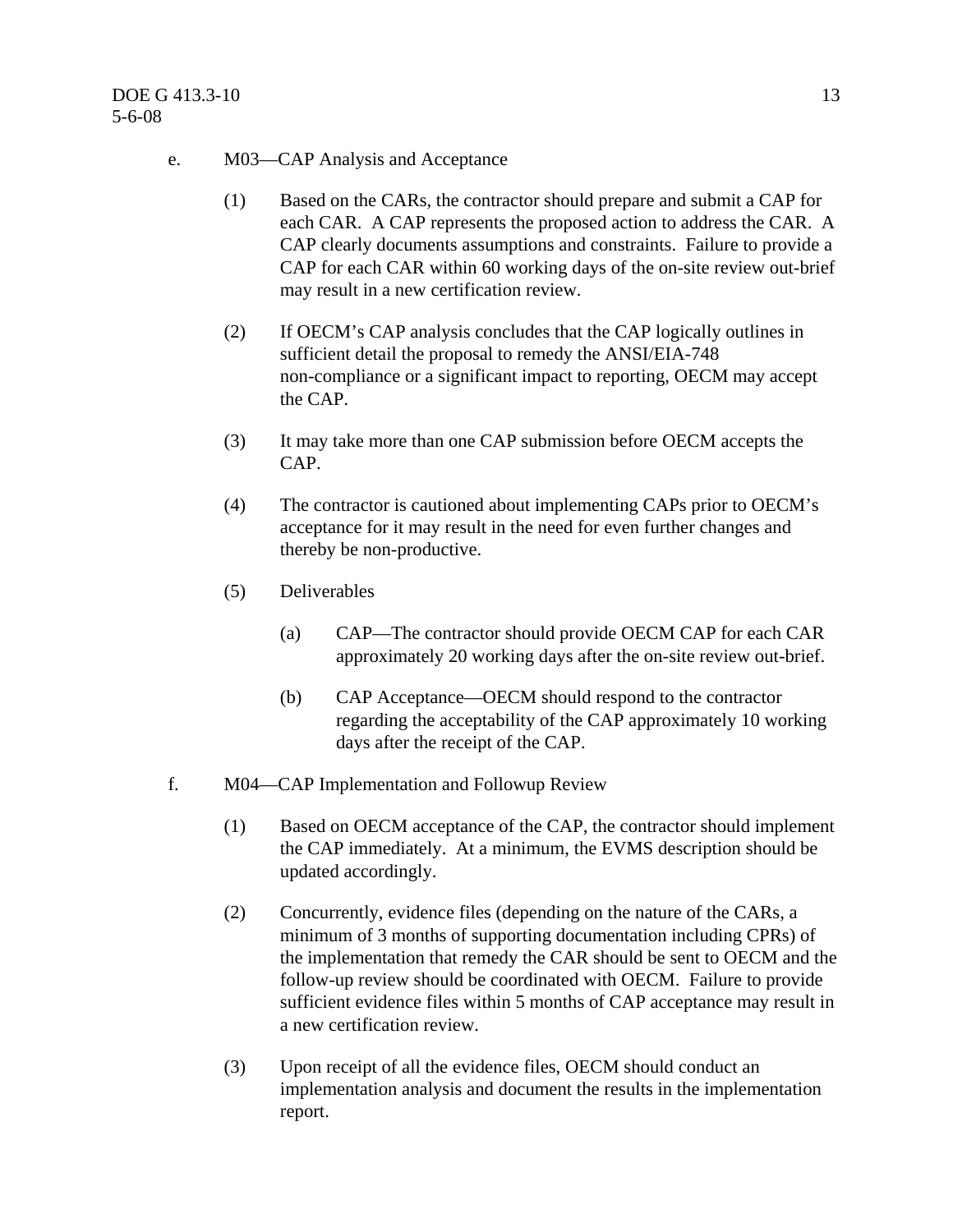e. M03—CAP Analysis and Acceptance

(1) Based on the CARs, the contractor should prepare and submit a CAP for each CAR. A CAP represents the proposed action to address the CAR. A CAP clearly documents assumptions and constraints. Failure to provide a CAP for each CAR within 60 working days of the on-site review out-brief may result in a new certification review.

(2) If OECM's CAP analysis concludes that the CAP logically outlines in sufficient detail the proposal to remedy the ANSI/EIA-748 non-compliance or a significant impact to reporting, OECM may accept the CAP.

(3) It may take more than one CAP submission before OECM accepts the CAP.

(4) The contractor is cautioned about implementing CAPs prior to OECM's acceptance for it may result in the need for even further changes and thereby be non-productive.

(5) Deliverables

(a) CAP—The contractor should provide OECM CAP for each CAR approximately 20 working days after the on-site review out-brief.

(b) CAP Acceptance—OECM should respond to the contractor regarding the acceptability of the CAP approximately 10 working days after the receipt of the CAP.

f. M04—CAP Implementation and Followup Review

(1) Based on OECM acceptance of the CAP, the contractor should implement the CAP immediately. At a minimum, the EVMS description should be updated accordingly.

(2) Concurrently, evidence files (depending on the nature of the CARs, a minimum of 3 months of supporting documentation including CPRs) of the implementation that remedy the CAR should be sent to OECM and the follow-up review should be coordinated with OECM. Failure to provide sufficient evidence files within 5 months of CAP acceptance may result in a new certification review.

(3) Upon receipt of all the evidence files, OECM should conduct an implementation analysis and document the results in the implementation report.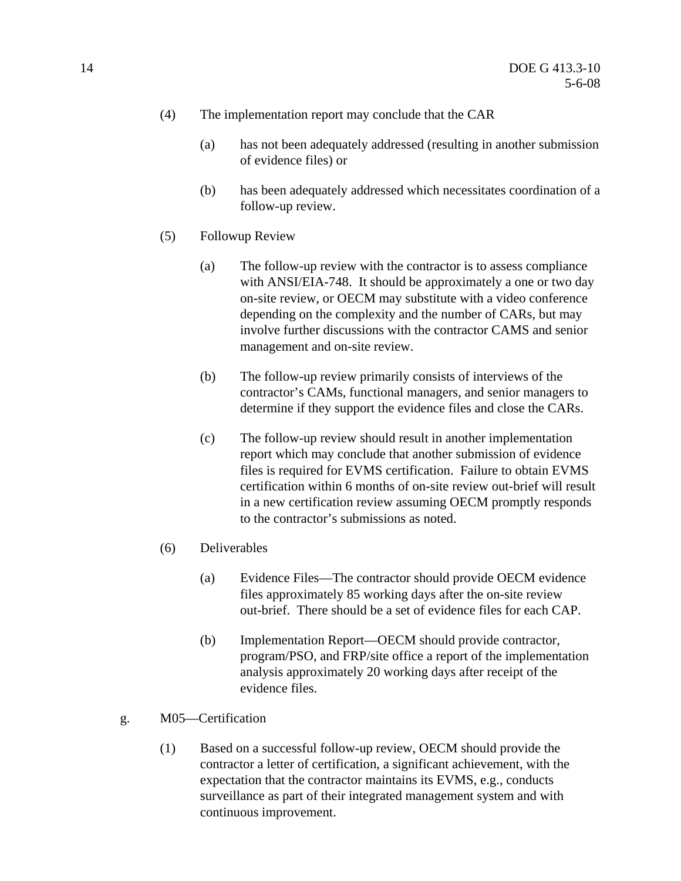(4) The implementation report may conclude that the CAR

  (a) has not been adequately addressed (resulting in another submission of evidence files) or

  (b) has been adequately addressed which necessitates coordination of a follow-up review.

(5) Followup Review

  (a) The follow-up review with the contractor is to assess compliance with ANSI/EIA-748. It should be approximately a one or two day on-site review, or OECM may substitute with a video conference depending on the complexity and the number of CARs, but may involve further discussions with the contractor CAMS and senior management and on-site review.

  (b) The follow-up review primarily consists of interviews of the contractor's CAMs, functional managers, and senior managers to determine if they support the evidence files and close the CARs.

  (c) The follow-up review should result in another implementation report which may conclude that another submission of evidence files is required for EVMS certification. Failure to obtain EVMS certification within 6 months of on-site review out-brief will result in a new certification review assuming OECM promptly responds to the contractor's submissions as noted.

(6) Deliverables

  (a) Evidence Files—The contractor should provide OECM evidence files approximately 85 working days after the on-site review out-brief. There should be a set of evidence files for each CAP.

  (b) Implementation Report—OECM should provide contractor, program/PSO, and FRP/site office a report of the implementation analysis approximately 20 working days after receipt of the evidence files.

g. M05—Certification

(1) Based on a successful follow-up review, OECM should provide the contractor a letter of certification, a significant achievement, with the expectation that the contractor maintains its EVMS, e.g., conducts surveillance as part of their integrated management system and with continuous improvement.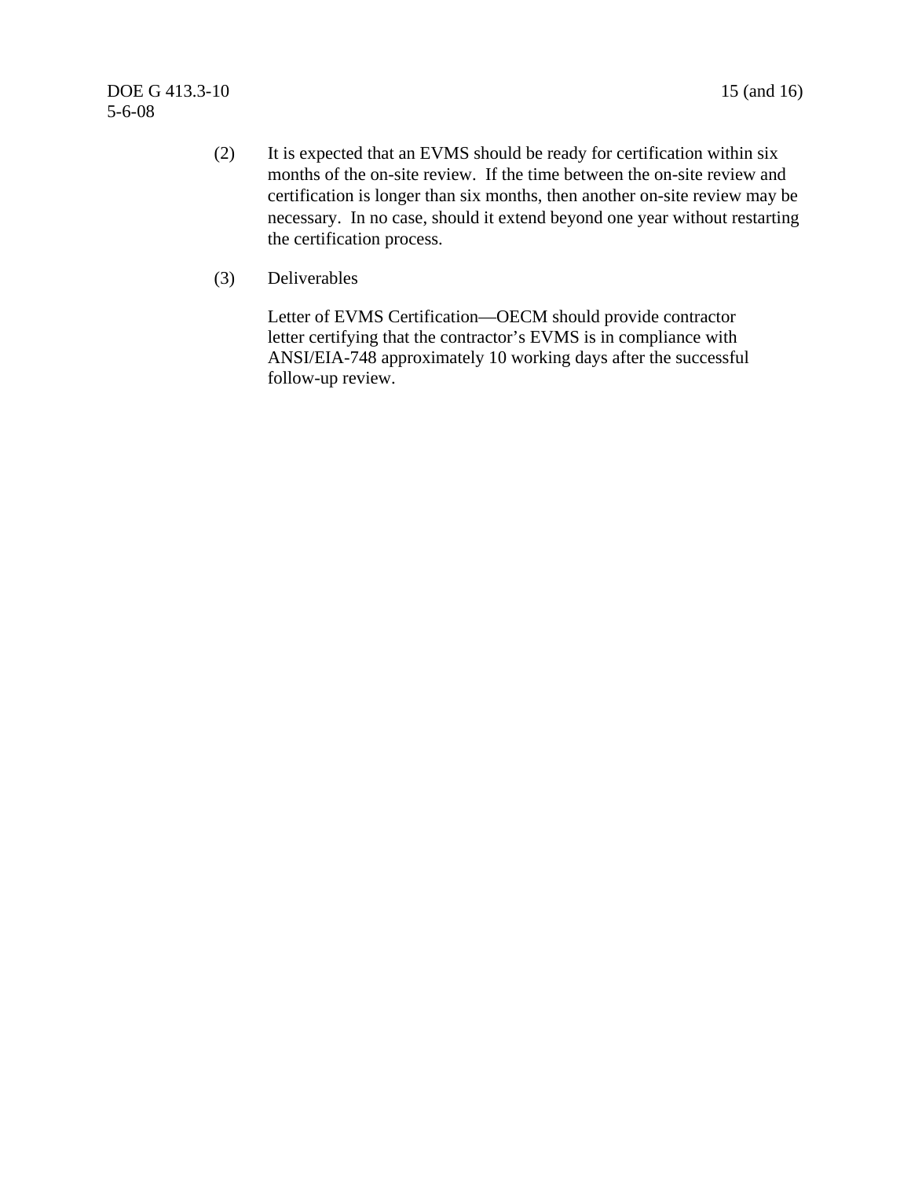(2) It is expected that an EVMS should be ready for certification within six months of the on-site review. If the time between the on-site review and certification is longer than six months, then another on-site review may be necessary. In no case, should it extend beyond one year without restarting the certification process.

(3) Deliverables

Letter of EVMS Certification—OECM should provide contractor letter certifying that the contractor's EVMS is in compliance with ANSI/EIA-748 approximately 10 working days after the successful follow-up review.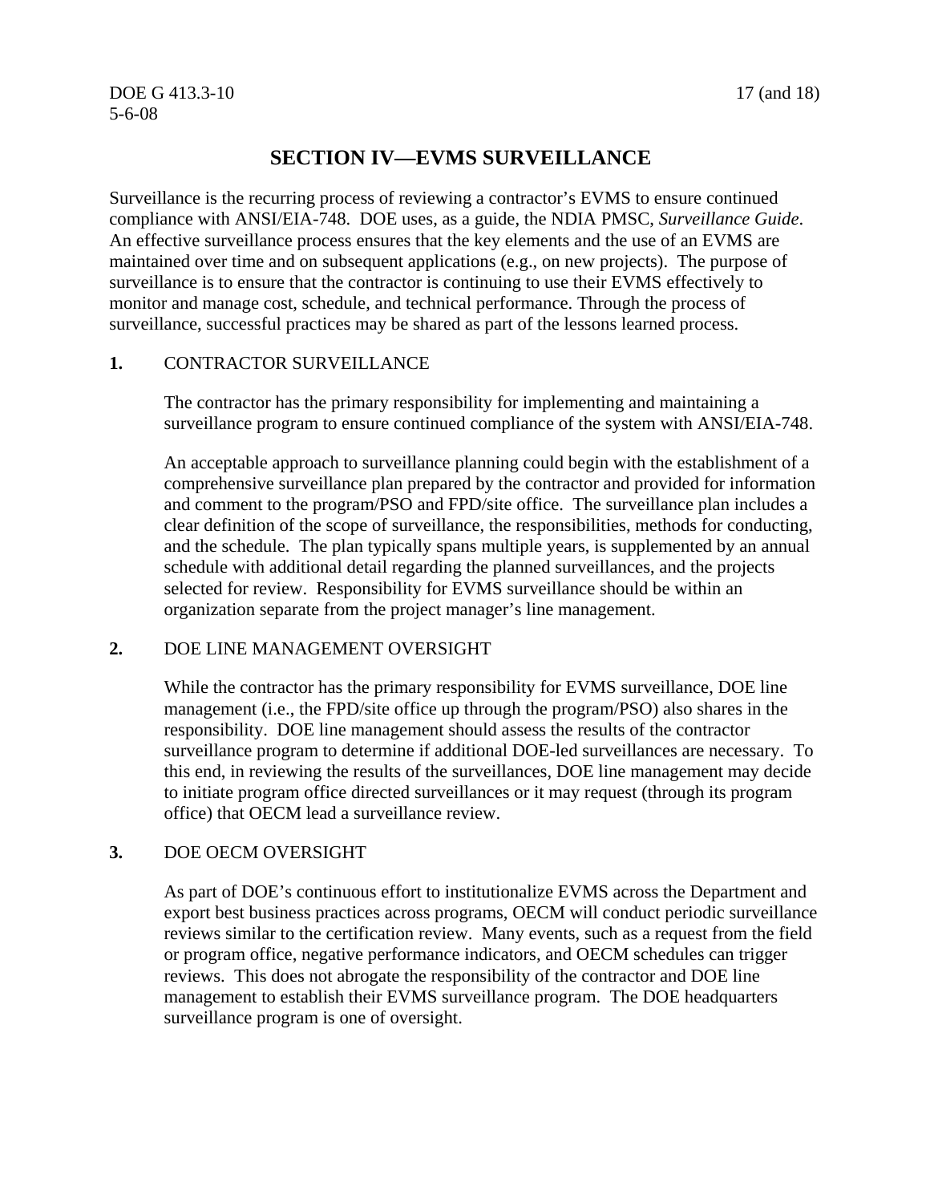# SECTION IV—EVMS SURVEILLANCE

Surveillance is the recurring process of reviewing a contractor's EVMS to ensure continued compliance with ANSI/EIA-748. DOE uses, as a guide, the NDIA PMSC, *Surveillance Guide*. An effective surveillance process ensures that the key elements and the use of an EVMS are maintained over time and on subsequent applications (e.g., on new projects). The purpose of surveillance is to ensure that the contractor is continuing to use their EVMS effectively to monitor and manage cost, schedule, and technical performance. Through the process of surveillance, successful practices may be shared as part of the lessons learned process.

## 1. CONTRACTOR SURVEILLANCE

The contractor has the primary responsibility for implementing and maintaining a surveillance program to ensure continued compliance of the system with ANSI/EIA-748.

An acceptable approach to surveillance planning could begin with the establishment of a comprehensive surveillance plan prepared by the contractor and provided for information and comment to the program/PSO and FPD/site office. The surveillance plan includes a clear definition of the scope of surveillance, the responsibilities, methods for conducting, and the schedule. The plan typically spans multiple years, is supplemented by an annual schedule with additional detail regarding the planned surveillances, and the projects selected for review. Responsibility for EVMS surveillance should be within an organization separate from the project manager's line management.

## 2. DOE LINE MANAGEMENT OVERSIGHT

While the contractor has the primary responsibility for EVMS surveillance, DOE line management (i.e., the FPD/site office up through the program/PSO) also shares in the responsibility. DOE line management should assess the results of the contractor surveillance program to determine if additional DOE-led surveillances are necessary. To this end, in reviewing the results of the surveillances, DOE line management may decide to initiate program office directed surveillances or it may request (through its program office) that OECM lead a surveillance review.

## 3. DOE OECM OVERSIGHT

As part of DOE's continuous effort to institutionalize EVMS across the Department and export best business practices across programs, OECM will conduct periodic surveillance reviews similar to the certification review. Many events, such as a request from the field or program office, negative performance indicators, and OECM schedules can trigger reviews. This does not abrogate the responsibility of the contractor and DOE line management to establish their EVMS surveillance program. The DOE headquarters surveillance program is one of oversight.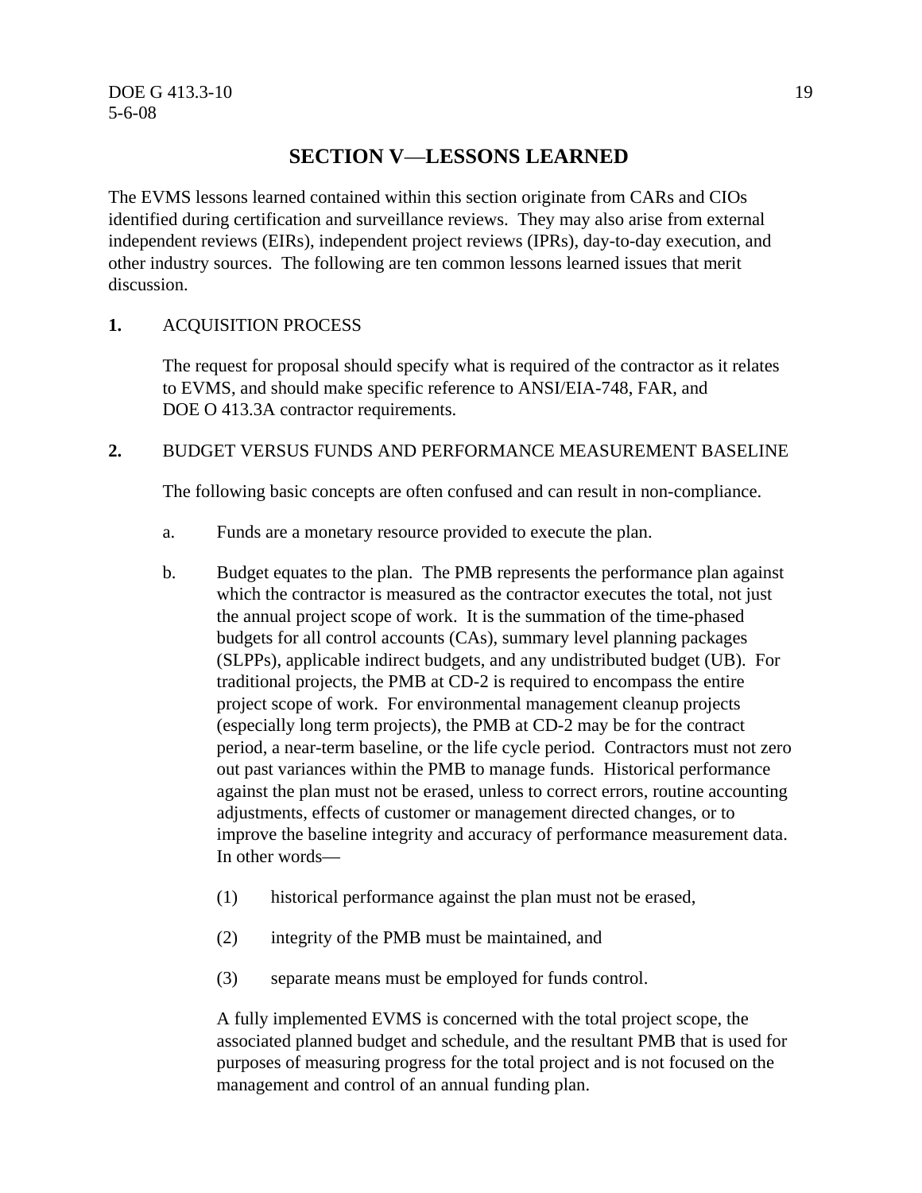# SECTION V—LESSONS LEARNED

The EVMS lessons learned contained within this section originate from CARs and CIOs identified during certification and surveillance reviews. They may also arise from external independent reviews (EIRs), independent project reviews (IPRs), day-to-day execution, and other industry sources. The following are ten common lessons learned issues that merit discussion.

**1.** ACQUISITION PROCESS

The request for proposal should specify what is required of the contractor as it relates to EVMS, and should make specific reference to ANSI/EIA-748, FAR, and DOE O 413.3A contractor requirements.

**2.** BUDGET VERSUS FUNDS AND PERFORMANCE MEASUREMENT BASELINE

The following basic concepts are often confused and can result in non-compliance.

a. Funds are a monetary resource provided to execute the plan.

b. Budget equates to the plan. The PMB represents the performance plan against which the contractor is measured as the contractor executes the total, not just the annual project scope of work. It is the summation of the time-phased budgets for all control accounts (CAs), summary level planning packages (SLPPs), applicable indirect budgets, and any undistributed budget (UB). For traditional projects, the PMB at CD-2 is required to encompass the entire project scope of work. For environmental management cleanup projects (especially long term projects), the PMB at CD-2 may be for the contract period, a near-term baseline, or the life cycle period. Contractors must not zero out past variances within the PMB to manage funds. Historical performance against the plan must not be erased, unless to correct errors, routine accounting adjustments, effects of customer or management directed changes, or to improve the baseline integrity and accuracy of performance measurement data. In other words—

   (1) historical performance against the plan must not be erased,

   (2) integrity of the PMB must be maintained, and

   (3) separate means must be employed for funds control.

   A fully implemented EVMS is concerned with the total project scope, the associated planned budget and schedule, and the resultant PMB that is used for purposes of measuring progress for the total project and is not focused on the management and control of an annual funding plan.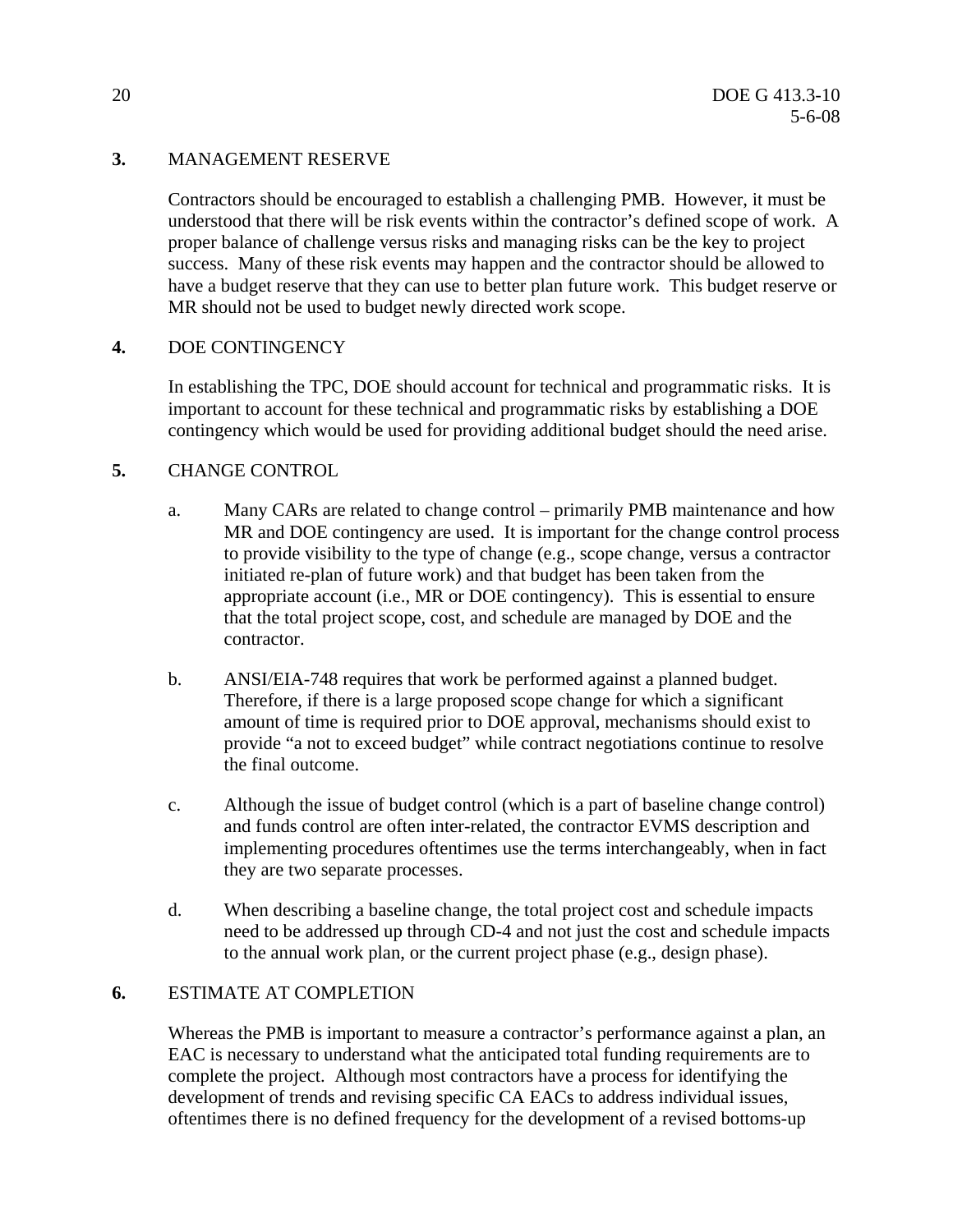## 3. MANAGEMENT RESERVE

Contractors should be encouraged to establish a challenging PMB. However, it must be understood that there will be risk events within the contractor's defined scope of work. A proper balance of challenge versus risks and managing risks can be the key to project success. Many of these risk events may happen and the contractor should be allowed to have a budget reserve that they can use to better plan future work. This budget reserve or MR should not be used to budget newly directed work scope.

## 4. DOE CONTINGENCY

In establishing the TPC, DOE should account for technical and programmatic risks. It is important to account for these technical and programmatic risks by establishing a DOE contingency which would be used for providing additional budget should the need arise.

## 5. CHANGE CONTROL

a. Many CARs are related to change control – primarily PMB maintenance and how MR and DOE contingency are used. It is important for the change control process to provide visibility to the type of change (e.g., scope change, versus a contractor initiated re-plan of future work) and that budget has been taken from the appropriate account (i.e., MR or DOE contingency). This is essential to ensure that the total project scope, cost, and schedule are managed by DOE and the contractor.

b. ANSI/EIA-748 requires that work be performed against a planned budget. Therefore, if there is a large proposed scope change for which a significant amount of time is required prior to DOE approval, mechanisms should exist to provide "a not to exceed budget" while contract negotiations continue to resolve the final outcome.

c. Although the issue of budget control (which is a part of baseline change control) and funds control are often inter-related, the contractor EVMS description and implementing procedures oftentimes use the terms interchangeably, when in fact they are two separate processes.

d. When describing a baseline change, the total project cost and schedule impacts need to be addressed up through CD-4 and not just the cost and schedule impacts to the annual work plan, or the current project phase (e.g., design phase).

## 6. ESTIMATE AT COMPLETION

Whereas the PMB is important to measure a contractor's performance against a plan, an EAC is necessary to understand what the anticipated total funding requirements are to complete the project. Although most contractors have a process for identifying the development of trends and revising specific CA EACs to address individual issues, oftentimes there is no defined frequency for the development of a revised bottoms-up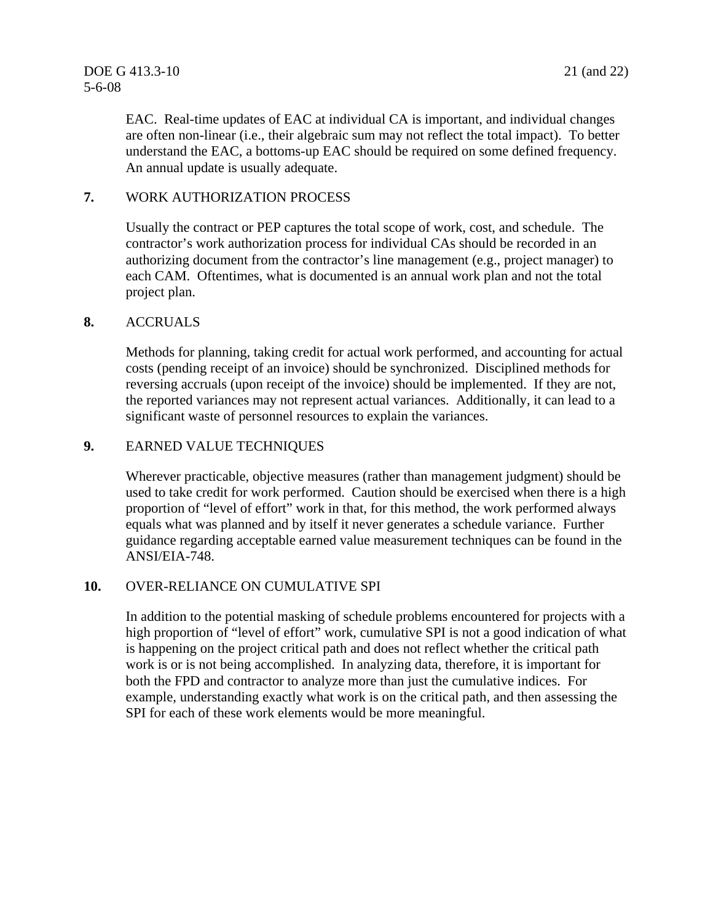EAC. Real-time updates of EAC at individual CA is important, and individual changes are often non-linear (i.e., their algebraic sum may not reflect the total impact). To better understand the EAC, a bottoms-up EAC should be required on some defined frequency. An annual update is usually adequate.

**7.** WORK AUTHORIZATION PROCESS

Usually the contract or PEP captures the total scope of work, cost, and schedule. The contractor's work authorization process for individual CAs should be recorded in an authorizing document from the contractor's line management (e.g., project manager) to each CAM. Oftentimes, what is documented is an annual work plan and not the total project plan.

**8.** ACCRUALS

Methods for planning, taking credit for actual work performed, and accounting for actual costs (pending receipt of an invoice) should be synchronized. Disciplined methods for reversing accruals (upon receipt of the invoice) should be implemented. If they are not, the reported variances may not represent actual variances. Additionally, it can lead to a significant waste of personnel resources to explain the variances.

**9.** EARNED VALUE TECHNIQUES

Wherever practicable, objective measures (rather than management judgment) should be used to take credit for work performed. Caution should be exercised when there is a high proportion of "level of effort" work in that, for this method, the work performed always equals what was planned and by itself it never generates a schedule variance. Further guidance regarding acceptable earned value measurement techniques can be found in the ANSI/EIA-748.

**10.** OVER-RELIANCE ON CUMULATIVE SPI

In addition to the potential masking of schedule problems encountered for projects with a high proportion of "level of effort" work, cumulative SPI is not a good indication of what is happening on the project critical path and does not reflect whether the critical path work is or is not being accomplished. In analyzing data, therefore, it is important for both the FPD and contractor to analyze more than just the cumulative indices. For example, understanding exactly what work is on the critical path, and then assessing the SPI for each of these work elements would be more meaningful.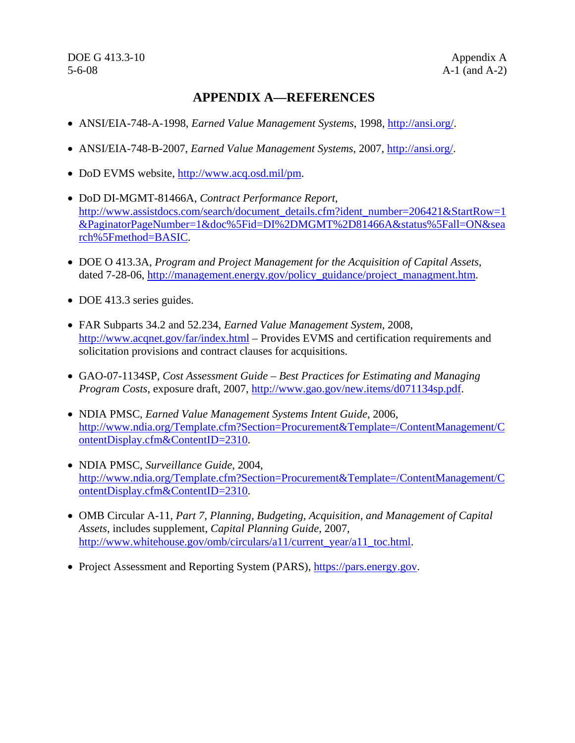# APPENDIX A—REFERENCES

- ANSI/EIA-748-A-1998, *Earned Value Management Systems*, 1998, http://ansi.org/.
- ANSI/EIA-748-B-2007, *Earned Value Management Systems*, 2007, http://ansi.org/.
- DoD EVMS website, http://www.acq.osd.mil/pm.
- DoD DI-MGMT-81466A, *Contract Performance Report*, http://www.assistdocs.com/search/document_details.cfm?ident_number=206421&StartRow=1&PaginatorPageNumber=1&doc%5Fid=DI%2DMGMT%2D81466A&status%5Fall=ON&search%5Fmethod=BASIC.
- DOE O 413.3A, *Program and Project Management for the Acquisition of Capital Assets*, dated 7-28-06, http://management.energy.gov/policy_guidance/project_managment.htm.
- DOE 413.3 series guides.
- FAR Subparts 34.2 and 52.234, *Earned Value Management System*, 2008, http://www.acqnet.gov/far/index.html – Provides EVMS and certification requirements and solicitation provisions and contract clauses for acquisitions.
- GAO-07-1134SP, *Cost Assessment Guide – Best Practices for Estimating and Managing Program Costs*, exposure draft, 2007, http://www.gao.gov/new.items/d071134sp.pdf.
- NDIA PMSC, *Earned Value Management Systems Intent Guide*, 2006, http://www.ndia.org/Template.cfm?Section=Procurement&Template=/ContentManagement/ContentDisplay.cfm&ContentID=2310.
- NDIA PMSC, *Surveillance Guide*, 2004, http://www.ndia.org/Template.cfm?Section=Procurement&Template=/ContentManagement/ContentDisplay.cfm&ContentID=2310.
- OMB Circular A-11, *Part 7, Planning, Budgeting, Acquisition, and Management of Capital Assets*, includes supplement, *Capital Planning Guide*, 2007, http://www.whitehouse.gov/omb/circulars/a11/current_year/a11_toc.html.
- Project Assessment and Reporting System (PARS), https://pars.energy.gov.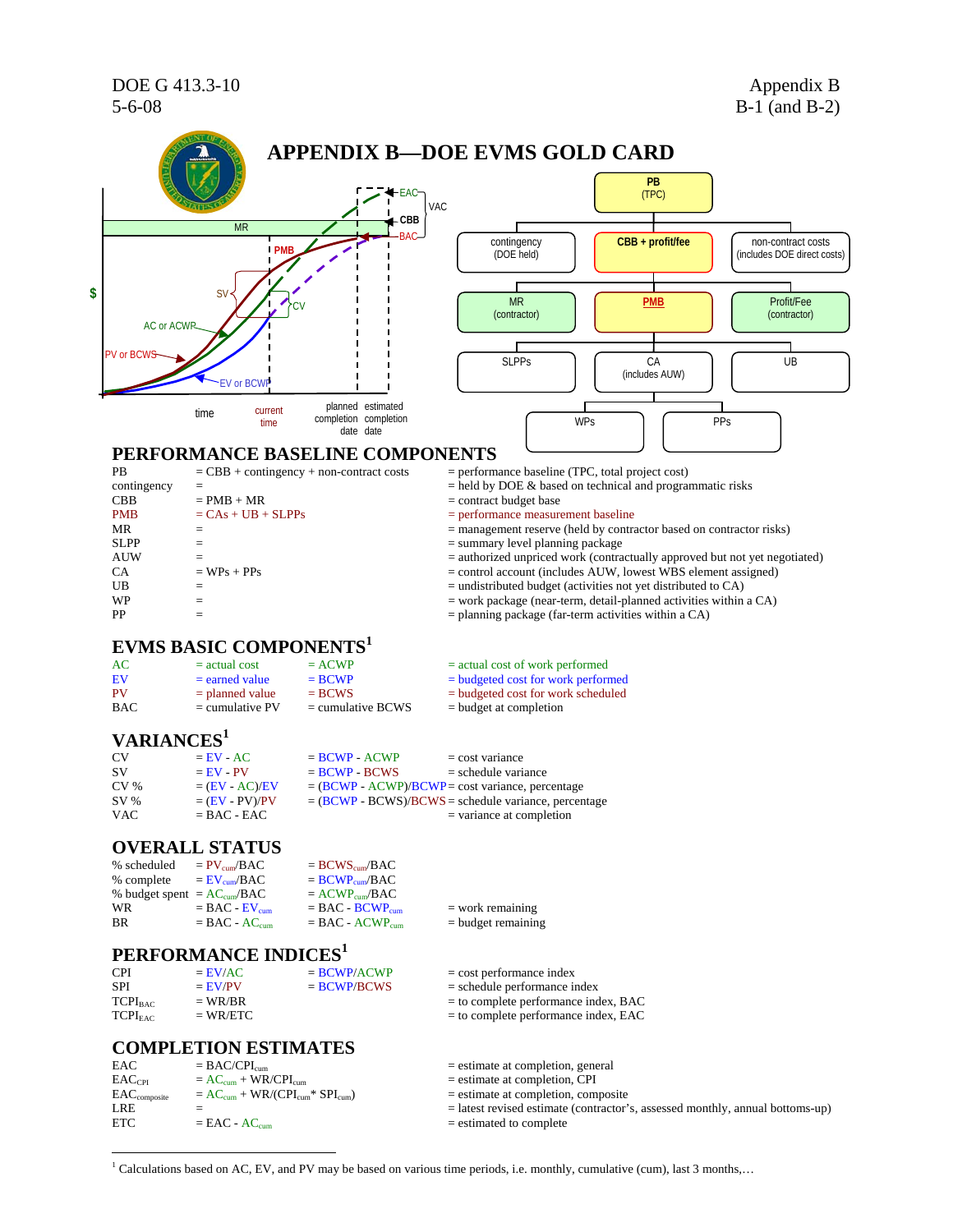# APPENDIX B—DOE EVMS GOLD CARD

## PERFORMANCE BASELINE COMPONENTS

| | | |
|---|---|---|
| PB | = CBB + contingency + non-contract costs | = performance baseline (TPC, total project cost) |
| contingency | = | = held by DOE & based on technical and programmatic risks |
| CBB | = PMB + MR | = contract budget base |
| PMB | = CAs + UB + SLPPs | = performance measurement baseline |
| MR | = | = management reserve (held by contractor based on contractor risks) |
| SLPP | = | = summary level planning package |
| AUW | = | = authorized unpriced work (contractually approved but not yet negotiated) |
| CA | = WPs + PPs | = control account (includes AUW, lowest WBS element assigned) |
| UB | = | = undistributed budget (activities not yet distributed to CA) |
| WP | = | = work package (near-term, detail-planned activities within a CA) |
| PP | = | = planning package (far-term activities within a CA) |

## EVMS BASIC COMPONENTS[1]

| | | | |
|---|---|---|---|
| AC | = actual cost | = ACWP | = actual cost of work performed |
| EV | = earned value | = BCWP | = budgeted cost for work performed |
| PV | = planned value | = BCWS | = budgeted cost for work scheduled |
| BAC | = cumulative PV | = cumulative BCWS | = budget at completion |

## VARIANCES[1]

| | | | |
|---|---|---|---|
| CV | = EV - AC | = BCWP - ACWP | = cost variance |
| SV | = EV - PV | = BCWP - BCWS | = schedule variance |
| CV % | = (EV - AC)/EV | = (BCWP - ACWP)/BCWP | = cost variance, percentage |
| SV % | = (EV - PV)/PV | = (BCWP - BCWS)/BCWS | = schedule variance, percentage |
| VAC | = BAC - EAC | | = variance at completion |

## OVERALL STATUS

| | | | |
|---|---|---|---|
| % scheduled | = $PV_{cum}$/BAC | = $BCWS_{cum}$/BAC | |
| % complete | = $EV_{cum}$/BAC | = $BCWP_{cum}$/BAC | |
| % budget spent | = $AC_{cum}$/BAC | = $ACWP_{cum}$/BAC | |
| WR | = BAC - $EV_{cum}$ | = BAC - $BCWP_{cum}$ | = work remaining |
| BR | = BAC - $AC_{cum}$ | = BAC - $ACWP_{cum}$ | = budget remaining |

## PERFORMANCE INDICES[1]

| | | | |
|---|---|---|---|
| CPI | = EV/AC | = BCWP/ACWP | = cost performance index |
| SPI | = EV/PV | = BCWP/BCWS | = schedule performance index |
| $TCPI_{BAC}$ | = WR/BR | | = to complete performance index, BAC |
| $TCPI_{EAC}$ | = WR/ETC | | = to complete performance index, EAC |

## COMPLETION ESTIMATES

| | | |
|---|---|---|
| EAC | = BAC/$CPI_{cum}$ | = estimate at completion, general |
| $EAC_{CPI}$ | = $AC_{cum}$ + WR/$CPI_{cum}$ | = estimate at completion, CPI |
| $EAC_{composite}$ | = $AC_{cum}$ + WR/($CPI_{cum}$* $SPI_{cum}$) | = estimate at completion, composite |
| LRE | = | = latest revised estimate (contractor's, assessed monthly, annual bottoms-up) |
| ETC | = EAC - $AC_{cum}$ | = estimated to complete |

[1] Calculations based on AC, EV, and PV may be based on various time periods, i.e. monthly, cumulative (cum), last 3 months,…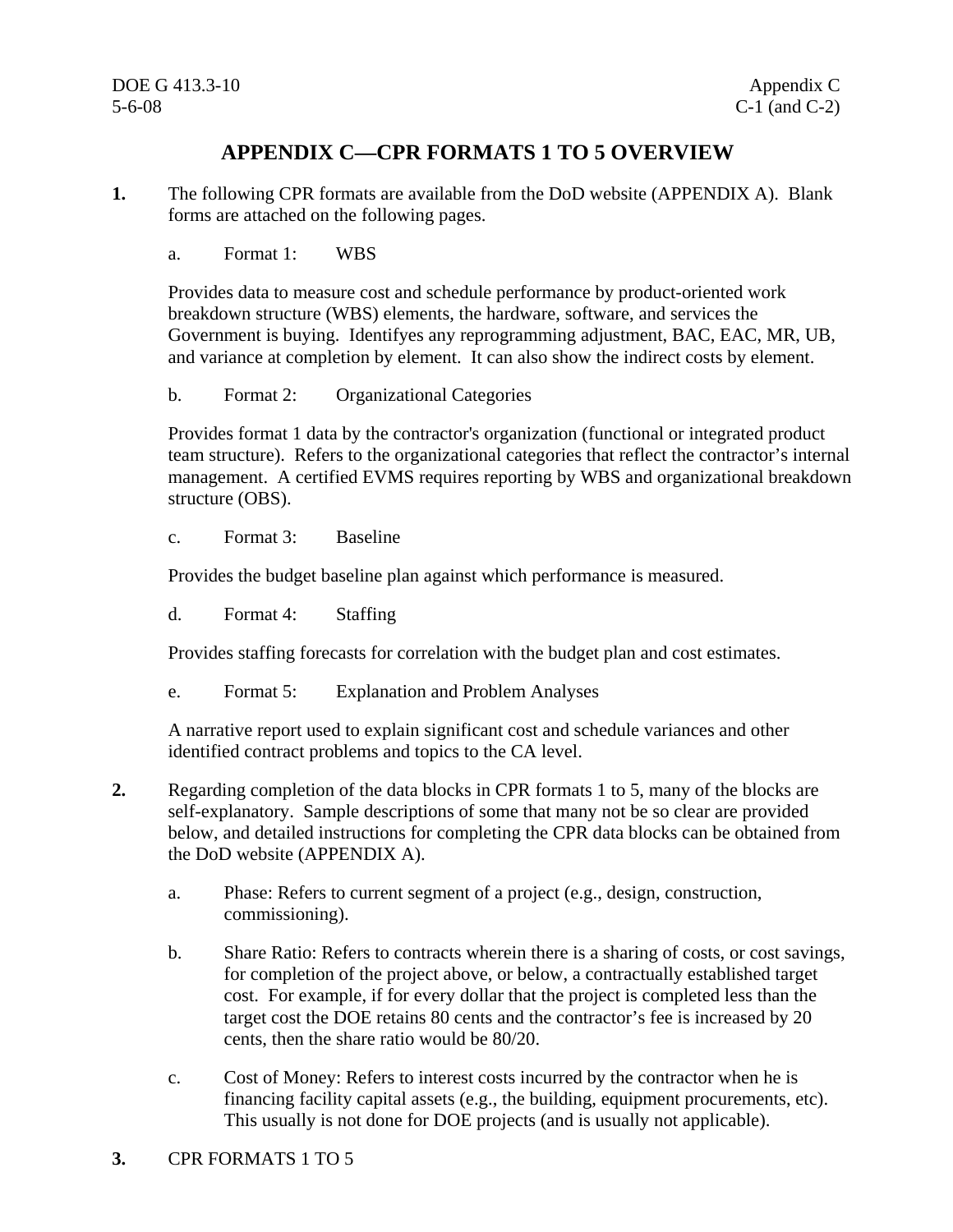# APPENDIX C—CPR FORMATS 1 TO 5 OVERVIEW

**1.** The following CPR formats are available from the DoD website (APPENDIX A). Blank forms are attached on the following pages.

a. Format 1: WBS

Provides data to measure cost and schedule performance by product-oriented work breakdown structure (WBS) elements, the hardware, software, and services the Government is buying. Identifyes any reprogramming adjustment, BAC, EAC, MR, UB, and variance at completion by element. It can also show the indirect costs by element.

b. Format 2: Organizational Categories

Provides format 1 data by the contractor's organization (functional or integrated product team structure). Refers to the organizational categories that reflect the contractor’s internal management. A certified EVMS requires reporting by WBS and organizational breakdown structure (OBS).

c. Format 3: Baseline

Provides the budget baseline plan against which performance is measured.

d. Format 4: Staffing

Provides staffing forecasts for correlation with the budget plan and cost estimates.

e. Format 5: Explanation and Problem Analyses

A narrative report used to explain significant cost and schedule variances and other identified contract problems and topics to the CA level.

**2.** Regarding completion of the data blocks in CPR formats 1 to 5, many of the blocks are self-explanatory. Sample descriptions of some that many not be so clear are provided below, and detailed instructions for completing the CPR data blocks can be obtained from the DoD website (APPENDIX A).

a. Phase: Refers to current segment of a project (e.g., design, construction, commissioning).

b. Share Ratio: Refers to contracts wherein there is a sharing of costs, or cost savings, for completion of the project above, or below, a contractually established target cost. For example, if for every dollar that the project is completed less than the target cost the DOE retains 80 cents and the contractor’s fee is increased by 20 cents, then the share ratio would be 80/20.

c. Cost of Money: Refers to interest costs incurred by the contractor when he is financing facility capital assets (e.g., the building, equipment procurements, etc). This usually is not done for DOE projects (and is usually not applicable).

**3.** CPR FORMATS 1 TO 5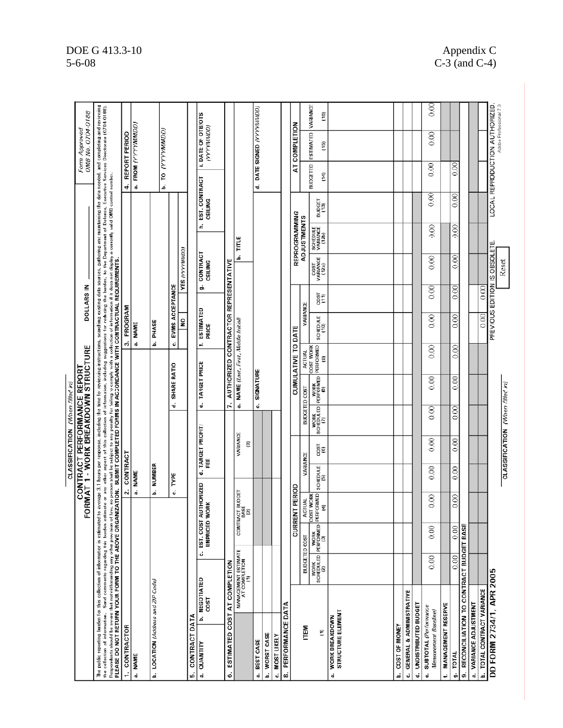CLASSIFICATION *(When filled in)*

# CONTRACT PERFORMANCE REPORT
## FORMAT 1 - WORK BREAKDOWN STRUCTURE

DOLLARS IN ______

*Form Approved OMB No. 0704-0188*

The public reporting burden for this collection of information is estimated to average 3.1 hours per response, including the time for reviewing instructions, searching existing data sources, gathering and maintaining the data needed, and completing and reviewing the collection of information. Send comments regarding this burden estimate or any other aspect of this collection of information, including suggestions for reducing the burden, to the Department of Defense, Executive Services Directorate (0704-0188). Respondents should be aware that notwithstanding any other provision of law, no person shall be subject to any penalty for failing to comply with a collection of information if it does not display a currently valid OMB control number.
**PLEASE DO NOT RETURN YOUR FORM TO THE ABOVE ORGANIZATION. SUBMIT COMPLETED FORMS IN ACCORDANCE WITH CONTRACTUAL REQUIREMENTS.**

| 1. CONTRACTOR | 2. CONTRACT | 3. PROGRAM | 4. REPORT PERIOD |
|---|---|---|---|
| a. NAME | a. NAME | a. NAME | a. FROM *(YYYYMMDD)* |
| b. LOCATION *(Address and ZIP Code)* | b. NUMBER | b. PHASE | b. TO *(YYYYMMDD)* |
| | c. TYPE / d. SHARE RATIO | c. EVMS ACCEPTANCE: NO / YES *(YYYYMMDD)* | |

**5. CONTRACT DATA**

| a. QUANTITY | b. NEGOTIATED COST | c. EST. COST AUTHORIZED UNPRICED WORK | d. TARGET PROFIT/FEE | e. TARGET PRICE | f. ESTIMATED PRICE | g. CONTRACT CEILING | h. EST. CONTRACT CEILING | i. DATE OF OTB/OTS *(YYYYMMDD)* |
|---|---|---|---|---|---|---|---|---|
| | | | | | | | | |

| 6. ESTIMATED COST AT COMPLETION | MANAGEMENT ESTIMATE AT COMPLETION (1) | CONTRACT BUDGET BASE (2) | VARIANCE (3) |
|---|---|---|---|
| a. BEST CASE | | | |
| b. WORST CASE | | | |
| c. MOST LIKELY | | | |

**7. AUTHORIZED CONTRACTOR REPRESENTATIVE**

| a. NAME *(Last, First, Middle Initial)* | b. TITLE |
|---|---|
| c. SIGNATURE | d. DATE SIGNED *(YYYYMMDD)* |

**8. PERFORMANCE DATA**

| ITEM (1) | CURRENT PERIOD: BUDGETED COST WORK SCHEDULED (2) | BUDGETED COST WORK PERFORMED (3) | ACTUAL COST WORK PERFORMED (4) | VARIANCE SCHEDULE (5) | VARIANCE COST (6) | CUMULATIVE TO DATE: BUDGETED COST WORK SCHEDULED (7) | BUDGETED COST WORK PERFORMED (8) | ACTUAL COST WORK PERFORMED (9) | VARIANCE SCHEDULE (10) | VARIANCE COST (11) | REPROGRAMMING ADJUSTMENTS: COST VARIANCE (12a) | SCHEDULE VARIANCE (12b) | BUDGET (13) | AT COMPLETION: BUDGETED (14) | ESTIMATED (15) | VARIANCE (16) |
|---|---|---|---|---|---|---|---|---|---|---|---|---|---|---|---|---|
| a. WORK BREAKDOWN STRUCTURE ELEMENT | | | | | | | | | | | | | | | | |
| b. COST OF MONEY | | | | | | | | | | | | | | | | |
| c. GENERAL & ADMINISTRATIVE | | | | | | | | | | | | | | | | |
| d. UNDISTRIBUTED BUDGET | | | | | | | | | | | | | | | | |
| e. SUBTOTAL *(Performance Measurement Baseline)* | 0.00 | 0.00 | 0.00 | 0.00 | 0.00 | 0.00 | 0.00 | 0.00 | 0.00 | 0.00 | 0.00 | 0.00 | 0.00 | 0.00 | 0.00 | 0.00 |
| f. MANAGEMENT RESERVE | | | | | | | | | | | | | | | | |
| g. TOTAL | 0.00 | 0.00 | 0.00 | 0.00 | 0.00 | 0.00 | 0.00 | 0.00 | 0.00 | 0.00 | 0.00 | 0.00 | 0.00 | 0.00 | | |
| 9. RECONCILIATION TO CONTRACT BUDGET BASE | | | | | | | | | | | | | | | | |
| a. VARIANCE ADJUSTMENT | | | | | | | | | | | | | | | | |
| b. TOTAL CONTRACT VARIANCE | | | | | | | | | 0.00 | 0.00 | | | | | | |

**DD FORM 2734/1, APR 2005** PREVIOUS EDITION IS OBSOLETE. LOCAL REPRODUCTION AUTHORIZED.

CLASSIFICATION *(When filled in)*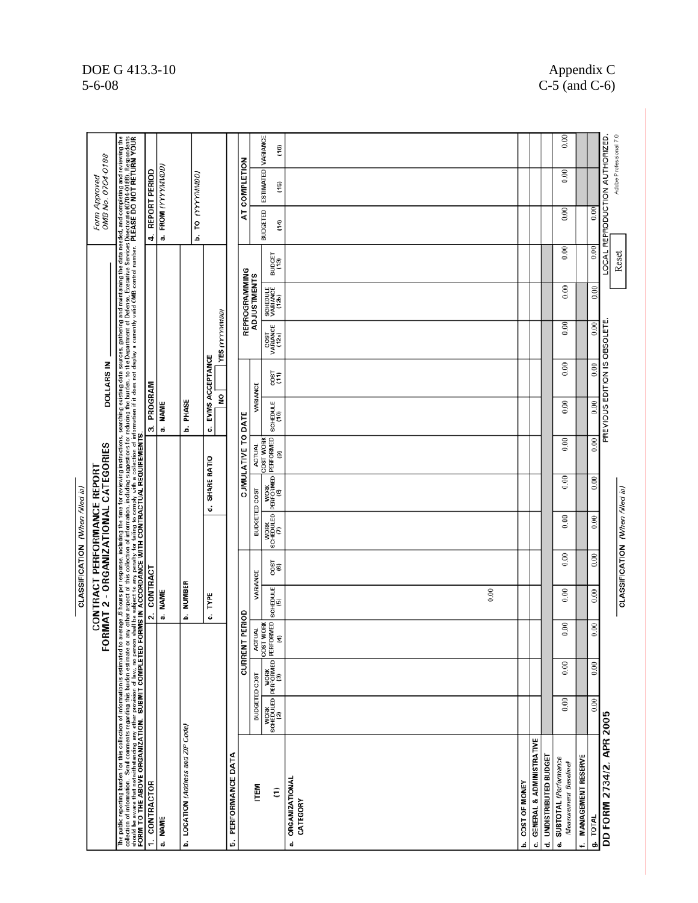CLASSIFICATION *(When Filled In)*

# CONTRACT PERFORMANCE REPORT
## FORMAT 2 - ORGANIZATIONAL CATEGORIES

DOLLARS IN ______

*Form Approved*
*OMB No. 0704-0188*

The public reporting burden for this collection of information is estimated to average .6 hours per response, including the time for reviewing instructions, searching existing data sources, gathering and maintaining the data needed, and completing and reviewing the collection of information. Send comments regarding this burden estimate or any other aspect of this collection of information, including suggestions for reducing the burden, to the Department of Defense, Executive Services Directorate (0704-0188). Respondents should be aware that notwithstanding any other provision of law, no person shall be subject to any penalty for failing to comply with a collection of information if it does not display a currently valid OMB control number. **PLEASE DO NOT RETURN YOUR FORM TO THE ABOVE ORGANIZATION. SUBMIT COMPLETED FORMS IN ACCORDANCE WITH CONTRACTUAL REQUIREMENTS.**

| 1. CONTRACTOR | 2. CONTRACT | | 3. PROGRAM | 4. REPORT PERIOD |
|---|---|---|---|---|
| a. NAME | a. NAME | | a. NAME | a. FROM *(YYYYMMDD)* |
| b. LOCATION *(Address and ZIP Code)* | b. NUMBER | | b. PHASE | b. TO *(YYYYMMDD)* |
| | c. TYPE | d. SHARE RATIO | c. EVMS ACCEPTANCE: NO / YES *(YYYYMMDD)* | |

5. PERFORMANCE DATA

| ITEM | CURRENT PERIOD | | | | | CUMULATIVE TO DATE | | | | | REPROGRAMMING ADJUSTMENTS | | | AT COMPLETION | | |
|---|---|---|---|---|---|---|---|---|---|---|---|---|---|---|---|---|
| | BUDGETED COST | | ACTUAL COST WORK PERFORMED | VARIANCE | | BUDGETED COST | | ACTUAL COST WORK PERFORMED | VARIANCE | | COST VARIANCE | SCHEDULE VARIANCE | BUDGET | BUDGETED | ESTIMATED | VARIANCE |
| | WORK SCHEDULED | WORK PERFORMED | | SCHEDULE | COST | WORK SCHEDULED | WORK PERFORMED | | SCHEDULE | COST | | | | | | |
| (1) | (2) | (3) | (4) | (5) | (6) | (7) | (8) | (9) | (10) | (11) | (12a) | (12b) | (13) | (14) | (15) | (16) |
| a. ORGANIZATIONAL CATEGORY | | | | 0.00 | | | | | | | | | | | | |
| b. COST OF MONEY | | | | | | | | | | | | | | | | |
| c. GENERAL & ADMINISTRATIVE | | | | | | | | | | | | | | | | |
| d. UNDISTRIBUTED BUDGET | | | | | | | | | | | | | | | | |
| e. SUBTOTAL *(Performance Measurement Baseline)* | 0.00 | 0.00 | 0.00 | 0.00 | 0.00 | 0.00 | 0.00 | 0.00 | 0.00 | 0.00 | 0.00 | 0.00 | 0.00 | 0.00 | 0.00 | 0.00 |
| f. MANAGEMENT RESERVE | | | | | | | | | | | | | | | | |
| g. TOTAL | 0.00 | 0.00 | 0.00 | 0.00 | 0.00 | 0.00 | 0.00 | 0.00 | 0.00 | 0.00 | 0.00 | 0.00 | 0.00 | 0.00 | | |

**DD FORM 2734/2, APR 2005** PREVIOUS EDITION IS OBSOLETE. LOCAL REPRODUCTION AUTHORIZED.

Reset

CLASSIFICATION *(When Filled In)*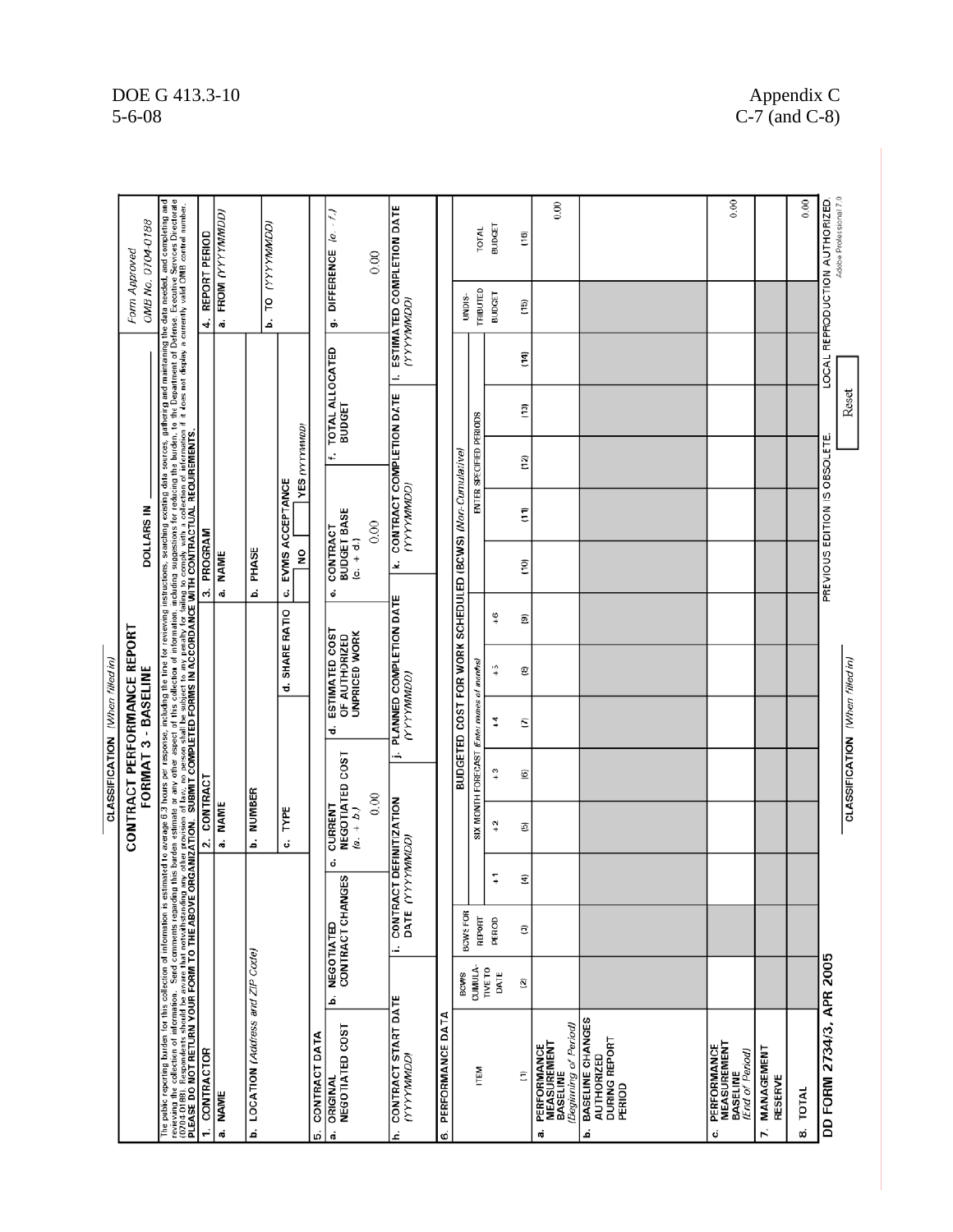CLASSIFICATION (When filled in)

# CONTRACT PERFORMANCE REPORT
## FORMAT 3 - BASELINE

DOLLARS IN ____

Form Approved
OMB No. 0704-0188

The public reporting burden for this collection of information is estimated to average 6.3 hours per response, including the time for reviewing instructions, searching existing data sources, gathering and maintaining the data needed, and completing and reviewing the collection of information. Send comments regarding this burden estimate or any other aspect of this collection of information, including suggestions for reducing the burden, to the Department of Defense, Executive Services Directorate (0704-0188). Respondents should be aware that notwithstanding any other provision of law, no person shall be subject to any penalty for failing to comply with a collection of information if it does not display a currently valid OMB control number.
**PLEASE DO NOT RETURN YOUR FORM TO THE ABOVE ORGANIZATION. SUBMIT COMPLETED FORMS IN ACCORDANCE WITH CONTRACTUAL REQUIREMENTS.**

| 1. CONTRACTOR | 2. CONTRACT | | 3. PROGRAM | 4. REPORT PERIOD |
|---|---|---|---|---|
| a. NAME | a. NAME | | a. NAME | a. FROM (YYYYMMDD) |
| b. LOCATION (Address and ZIP Code) | b. NUMBER | | b. PHASE | b. TO (YYYYMMDD) |
| | c. TYPE | d. SHARE RATIO | c. EVMS ACCEPTANCE NO ☐ YES ☐ (YYYYMMDD) | |

**5. CONTRACT DATA**

| a. ORIGINAL NEGOTIATED COST | b. NEGOTIATED CONTRACT CHANGES | c. CURRENT NEGOTIATED COST (a. + b.) | d. ESTIMATED COST OF AUTHORIZED UNPRICED WORK | e. CONTRACT BUDGET BASE (c. + d.) | f. TOTAL ALLOCATED BUDGET | g. DIFFERENCE (e. - f.) |
|---|---|---|---|---|---|---|
| | | 0.00 | | 0.00 | | 0.00 |
| h. CONTRACT START DATE (YYYYMMDD) | i. CONTRACT DEFINITIZATION DATE (YYYYMMDD) | | j. PLANNED COMPLETION DATE (YYYYMMDD) | k. CONTRACT COMPLETION DATE (YYYYMMDD) | | l. ESTIMATED COMPLETION DATE (YYYYMMDD) |

**6. PERFORMANCE DATA**

| ITEM | BCWS CUMULATIVE TO DATE | BCWS FOR REPORT PERIOD | BUDGETED COST FOR WORK SCHEDULED (BCWS) (Non-Cumulative) — SIX MONTH FORECAST (Enter names of months) +1 | +2 | +3 | +4 | +5 | +6 | ENTER SPECIFIED PERIODS | | | | UNDISTRIBUTED BUDGET | TOTAL BUDGET |
|---|---|---|---|---|---|---|---|---|---|---|---|---|---|---|
| (1) | (2) | (3) | (4) | (5) | (6) | (7) | (8) | (9) | (10) | (11) | (12) | (13) | (14) | (15) | (16) |
| a. PERFORMANCE MEASUREMENT BASELINE (Beginning of Period) | | | | | | | | | | | | | | 0.00 |
| b. BASELINE CHANGES AUTHORIZED DURING REPORT PERIOD | | | | | | | | | | | | | | |
| c. PERFORMANCE MEASUREMENT BASELINE (End of Period) | | | | | | | | | | | | | | 0.00 |
| 7. MANAGEMENT RESERVE | | | | | | | | | | | | | | |
| 8. TOTAL | | | | | | | | | | | | | | 0.00 |

DD FORM 2734/3, APR 2005 — PREVIOUS EDITION IS OBSOLETE. — LOCAL REPRODUCTION AUTHORIZED.

CLASSIFICATION (When filled in)

Reset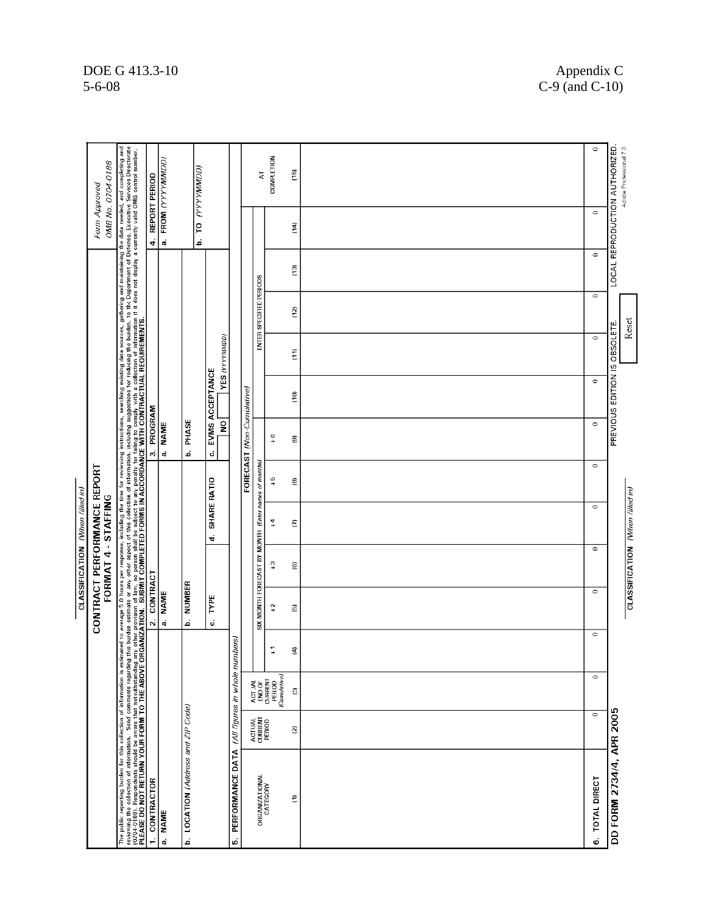CLASSIFICATION *(When filled in)*

# CONTRACT PERFORMANCE REPORT
## FORMAT 4 - STAFFING

*Form Approved*
*OMB No. 0704-0188*

The public reporting burden for this collection of information is estimated to average 5.0 hours per response, including the time for reviewing instructions, searching existing data sources, gathering and maintaining the data needed, and completing and reviewing the collection of information. Send comments regarding this burden estimate or any other aspect of this collection of information, including suggestions for reducing the burden, to the Department of Defense, Executive Services Directorate (0704-0188). Respondents should be aware that notwithstanding any other provision of law, no person shall be subject to any penalty for failing to comply with a collection of information if it does not display a currently valid OMB control number.
**PLEASE DO NOT RETURN YOUR FORM TO THE ABOVE ORGANIZATION. SUBMIT COMPLETED FORMS IN ACCORDANCE WITH CONTRACTUAL REQUIREMENTS.**

| 1. CONTRACTOR | 2. CONTRACT | | 3. PROGRAM | 4. REPORT PERIOD |
|---|---|---|---|---|
| a. NAME | a. NAME | | a. NAME | a. FROM *(YYYYMMDD)* |
| b. LOCATION *(Address and ZIP Code)* | b. NUMBER | | b. PHASE | b. TO *(YYYYMMDD)* |
| | c. TYPE | d. SHARE RATIO | c. EVMS ACCEPTANCE NO / YES *(YYYYMMDD)* | |

**5. PERFORMANCE DATA** *(All figures in whole numbers)*

| ORGANIZATIONAL CATEGORY | ACTUAL CURRENT PERIOD | ACTUAL END OF CURRENT PERIOD *(Cumulative)* | FORECAST *(Non-Cumulative)* SIX MONTH FORECAST BY MONTH *(Enter names of months)* +1 | +2 | +3 | +4 | +5 | +6 | ENTER SPECIFIED PERIODS | | | | | AT COMPLETION |
|---|---|---|---|---|---|---|---|---|---|---|---|---|---|---|
| (1) | (2) | (3) | (4) | (5) | (6) | (7) | (8) | (9) | (10) | (11) | (12) | (13) | (14) | (15) |
| | | | | | | | | | | | | | | |
| 6. TOTAL DIRECT | 0 | 0 | 0 | 0 | 0 | 0 | 0 | 0 | 0 | 0 | 0 | 0 | 0 | 0 |

**DD FORM 2734/4, APR 2005** PREVIOUS EDITION IS OBSOLETE. LOCAL REPRODUCTION AUTHORIZED.

CLASSIFICATION *(When filled in)*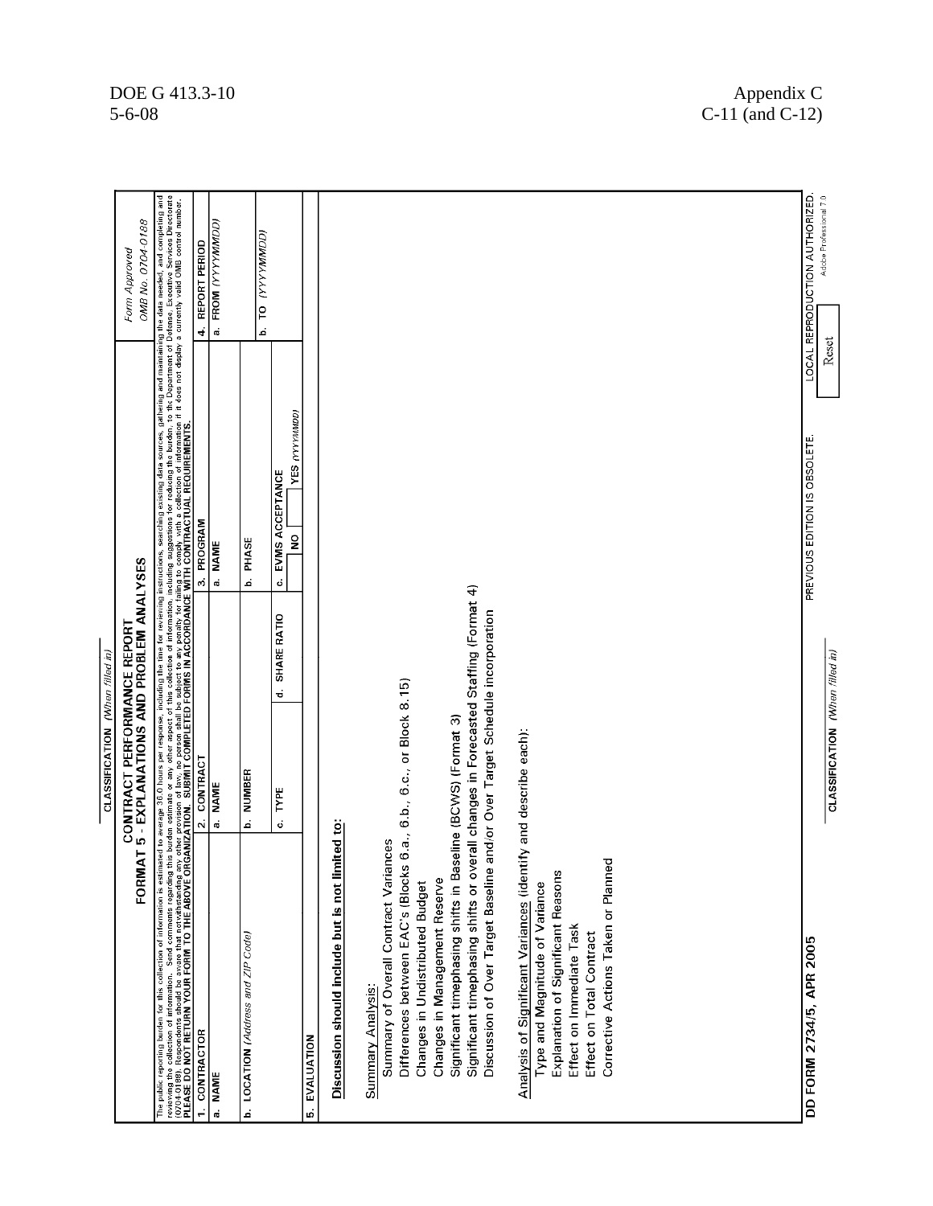CLASSIFICATION *(When filled in)*

# CONTRACT PERFORMANCE REPORT
## FORMAT 5 - EXPLANATIONS AND PROBLEM ANALYSES

*Form Approved*
*OMB No. 0704-0188*

The public reporting burden for this collection of information is estimated to average 36.0 hours per response, including the time for reviewing instructions, searching existing data sources, gathering and maintaining the data needed, and completing and reviewing this collection of information. Send comments regarding this burden estimate or any other aspect of this collection of information, including suggestions for reducing the burden, to the Department of Defense, Executive Services Directorate (0704-0188). Respondents should be aware that notwithstanding any other provision of law, no person shall be subject to any penalty for failing to comply with a collection of information if it does not display a currently valid OMB control number.
**PLEASE DO NOT RETURN YOUR FORM TO THE ABOVE ORGANIZATION. SUBMIT COMPLETED FORMS IN ACCORDANCE WITH CONTRACTUAL REQUIREMENTS.**

| 1. CONTRACTOR | 2. CONTRACT | | 3. PROGRAM | 4. REPORT PERIOD |
|---|---|---|---|---|
| a. NAME | a. NAME | | a. NAME | a. FROM *(YYYYMMDD)* |
| b. LOCATION *(Address and ZIP Code)* | b. NUMBER | | b. PHASE | |
| | c. TYPE | d. SHARE RATIO | c. EVMS ACCEPTANCE NO / YES *(YYYYMMDD)* | b. TO *(YYYYMMDD)* |

5. EVALUATION

Discussion should include but is not limited to:

Summary Analysis:

- Summary of Overall Contract Variances
- Differences between EAC's (Blocks 6.a., 6.b., 6.c., or Block 8.15)
- Changes in Undistributed Budget
- Changes in Management Reserve
- Significant timephasing shifts in Baseline (BCWS) (Format 3)
- Significant timephasing shifts or overall changes in Forecasted Staffing (Format 4)
- Discussion of Over Target Baseline and/or Over Target Schedule incorporation

Analysis of Significant Variances (identify and describe each):

- Type and Magnitude of Variance
- Explanation of Significant Reasons
- Effect on Immediate Task
- Effect on Total Contract
- Corrective Actions Taken or Planned

**DD FORM 2734/5, APR 2005** PREVIOUS EDITION IS OBSOLETE. LOCAL REPRODUCTION AUTHORIZED.

CLASSIFICATION *(When filled in)*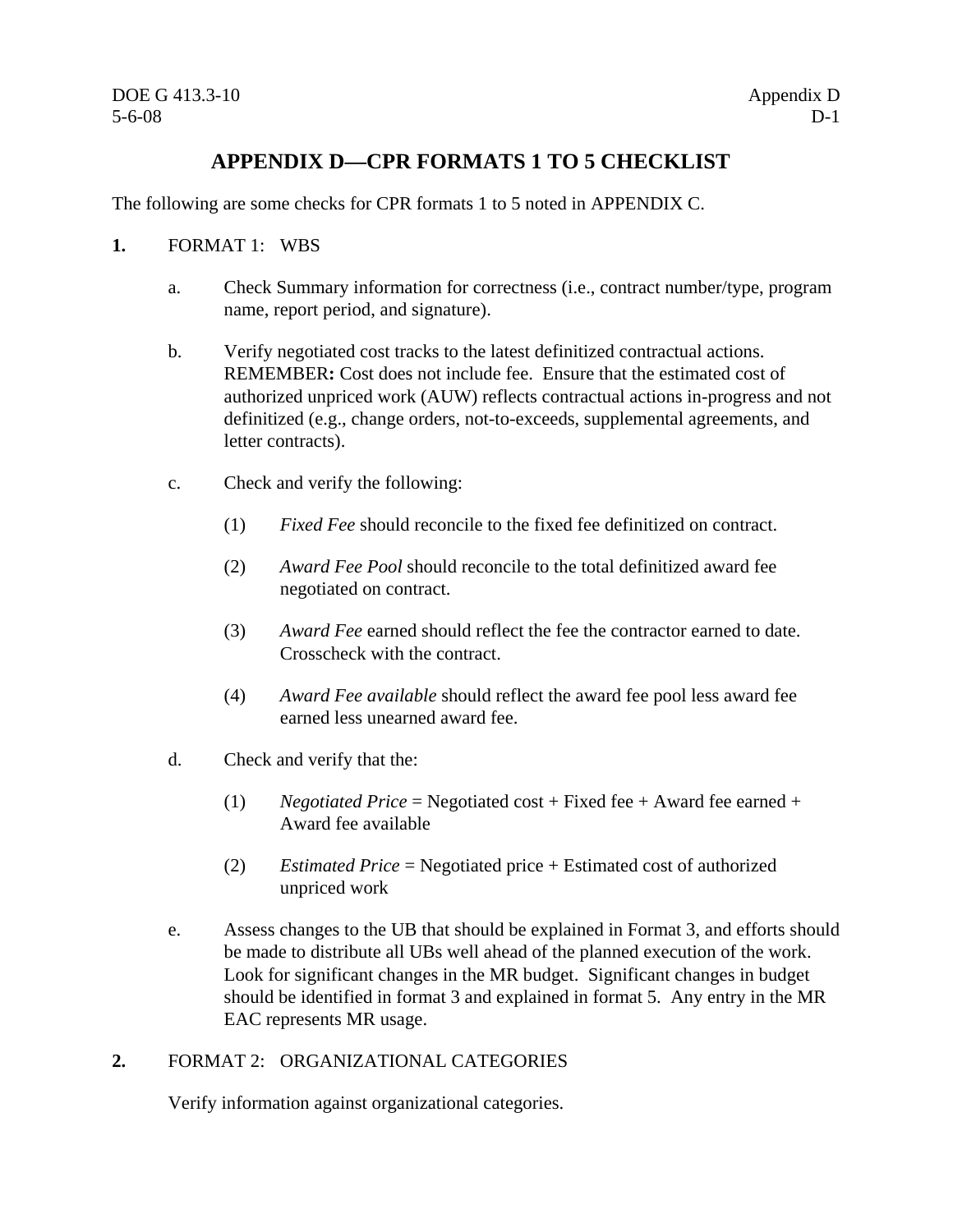# APPENDIX D—CPR FORMATS 1 TO 5 CHECKLIST

The following are some checks for CPR formats 1 to 5 noted in APPENDIX C.

**1.** FORMAT 1: WBS

a. Check Summary information for correctness (i.e., contract number/type, program name, report period, and signature).

b. Verify negotiated cost tracks to the latest definitized contractual actions. REMEMBER**:** Cost does not include fee. Ensure that the estimated cost of authorized unpriced work (AUW) reflects contractual actions in-progress and not definitized (e.g., change orders, not-to-exceeds, supplemental agreements, and letter contracts).

c. Check and verify the following:

(1) *Fixed Fee* should reconcile to the fixed fee definitized on contract.

(2) *Award Fee Pool* should reconcile to the total definitized award fee negotiated on contract.

(3) *Award Fee* earned should reflect the fee the contractor earned to date. Crosscheck with the contract.

(4) *Award Fee available* should reflect the award fee pool less award fee earned less unearned award fee.

d. Check and verify that the:

(1) *Negotiated Price* = Negotiated cost + Fixed fee + Award fee earned + Award fee available

(2) *Estimated Price* = Negotiated price + Estimated cost of authorized unpriced work

e. Assess changes to the UB that should be explained in Format 3, and efforts should be made to distribute all UBs well ahead of the planned execution of the work. Look for significant changes in the MR budget. Significant changes in budget should be identified in format 3 and explained in format 5. Any entry in the MR EAC represents MR usage.

**2.** FORMAT 2: ORGANIZATIONAL CATEGORIES

Verify information against organizational categories.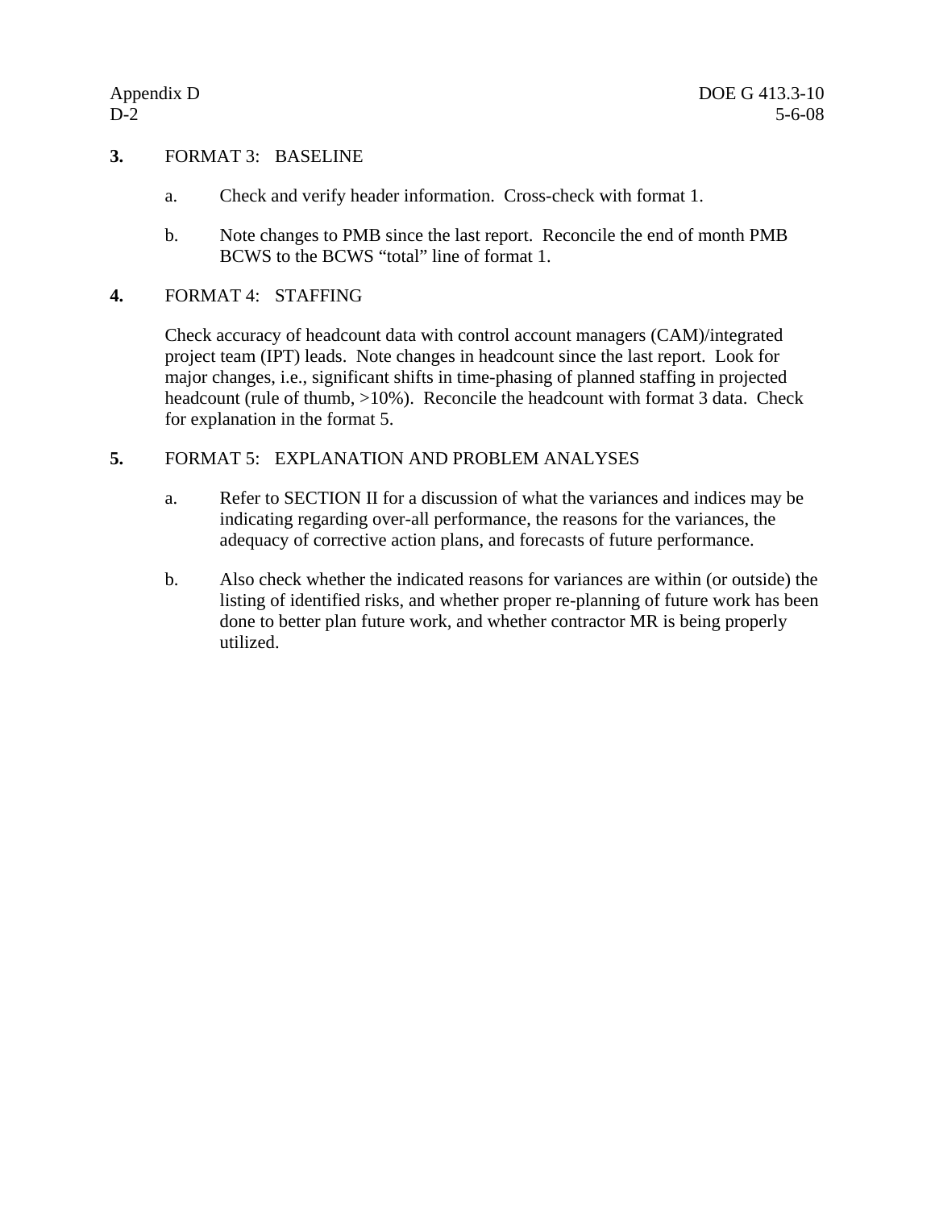**3.** FORMAT 3: BASELINE

a. Check and verify header information. Cross-check with format 1.

b. Note changes to PMB since the last report. Reconcile the end of month PMB BCWS to the BCWS "total" line of format 1.

**4.** FORMAT 4: STAFFING

Check accuracy of headcount data with control account managers (CAM)/integrated project team (IPT) leads. Note changes in headcount since the last report. Look for major changes, i.e., significant shifts in time-phasing of planned staffing in projected headcount (rule of thumb, >10%). Reconcile the headcount with format 3 data. Check for explanation in the format 5.

**5.** FORMAT 5: EXPLANATION AND PROBLEM ANALYSES

a. Refer to SECTION II for a discussion of what the variances and indices may be indicating regarding over-all performance, the reasons for the variances, the adequacy of corrective action plans, and forecasts of future performance.

b. Also check whether the indicated reasons for variances are within (or outside) the listing of identified risks, and whether proper re-planning of future work has been done to better plan future work, and whether contractor MR is being properly utilized.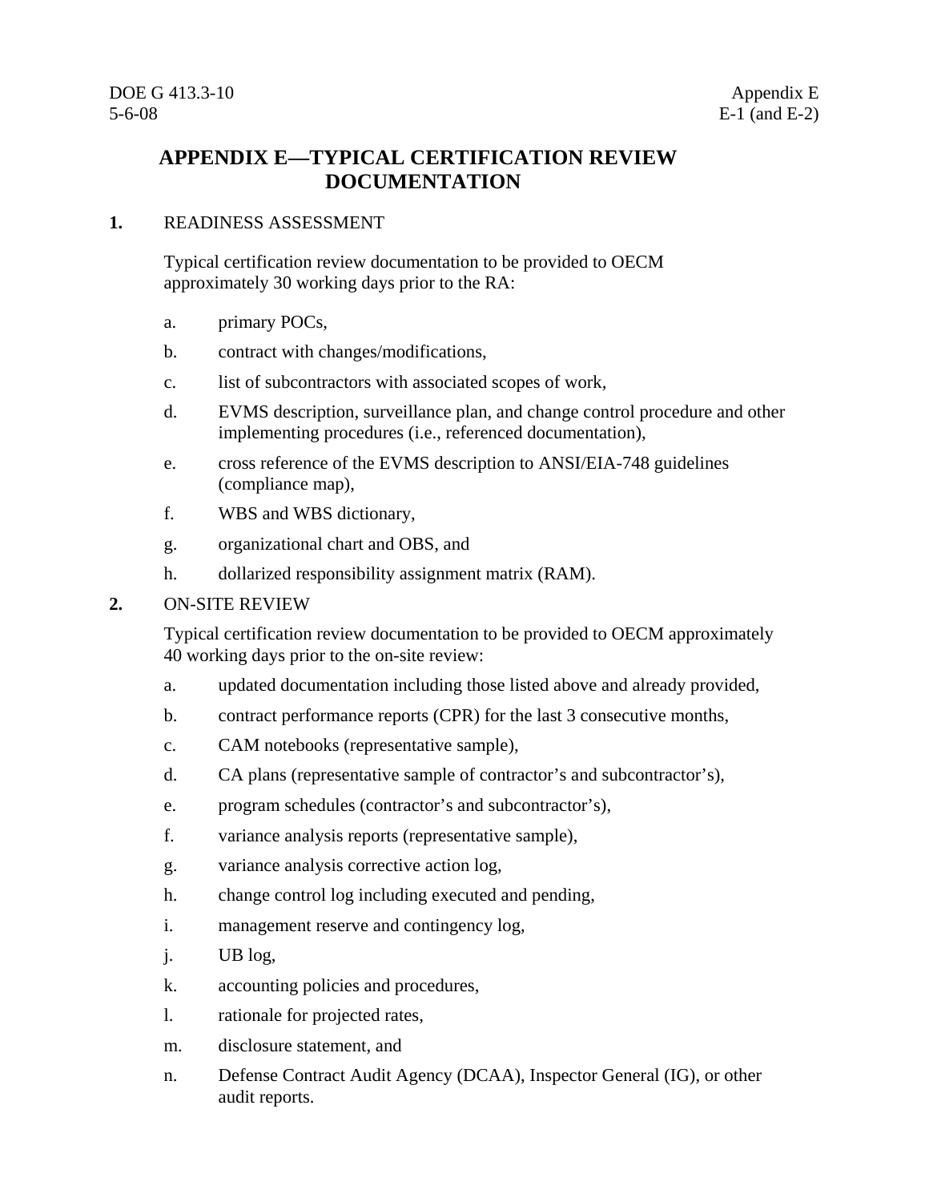# APPENDIX E—TYPICAL CERTIFICATION REVIEW DOCUMENTATION

**1.** READINESS ASSESSMENT

Typical certification review documentation to be provided to OECM approximately 30 working days prior to the RA:

a. primary POCs,

b. contract with changes/modifications,

c. list of subcontractors with associated scopes of work,

d. EVMS description, surveillance plan, and change control procedure and other implementing procedures (i.e., referenced documentation),

e. cross reference of the EVMS description to ANSI/EIA-748 guidelines (compliance map),

f. WBS and WBS dictionary,

g. organizational chart and OBS, and

h. dollarized responsibility assignment matrix (RAM).

**2.** ON-SITE REVIEW

Typical certification review documentation to be provided to OECM approximately 40 working days prior to the on-site review:

a. updated documentation including those listed above and already provided,

b. contract performance reports (CPR) for the last 3 consecutive months,

c. CAM notebooks (representative sample),

d. CA plans (representative sample of contractor's and subcontractor's),

e. program schedules (contractor's and subcontractor's),

f. variance analysis reports (representative sample),

g. variance analysis corrective action log,

h. change control log including executed and pending,

i. management reserve and contingency log,

j. UB log,

k. accounting policies and procedures,

l. rationale for projected rates,

m. disclosure statement, and

n. Defense Contract Audit Agency (DCAA), Inspector General (IG), or other audit reports.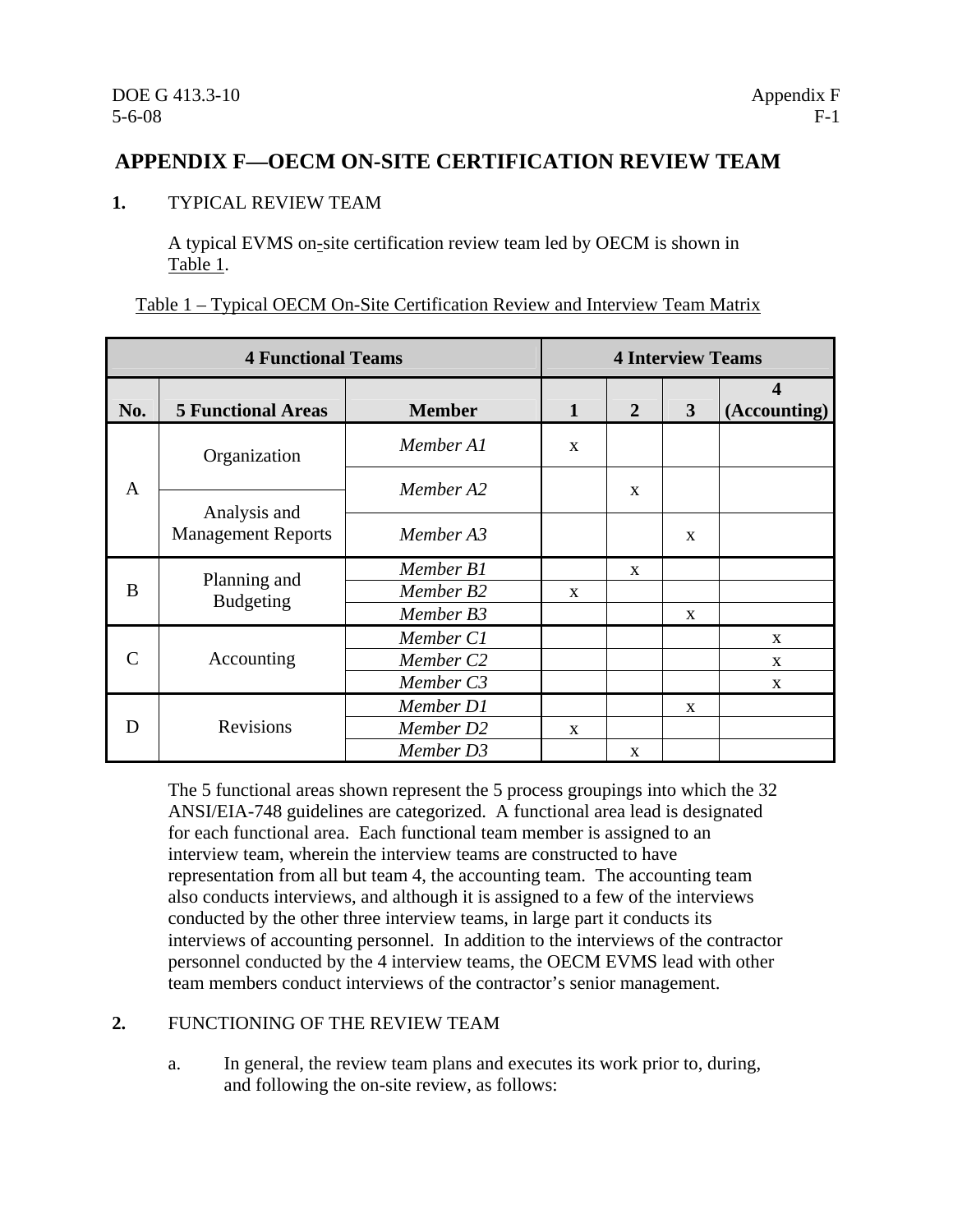# APPENDIX F—OECM ON-SITE CERTIFICATION REVIEW TEAM

**1.** TYPICAL REVIEW TEAM

A typical EVMS on-site certification review team led by OECM is shown in Table 1.

Table 1 – Typical OECM On-Site Certification Review and Interview Team Matrix

| 4 Functional Teams | | | 4 Interview Teams | | | |
|---|---|---|---|---|---|---|
| **No.** | **5 Functional Areas** | **Member** | **1** | **2** | **3** | **4 (Accounting)** |
| A | Organization | *Member A1* | x | | | |
| | Organization / Analysis and Management Reports | *Member A2* | | x | | |
| | Analysis and Management Reports | *Member A3* | | | x | |
| B | Planning and Budgeting | *Member B1* | | x | | |
| | | *Member B2* | x | | | |
| | | *Member B3* | | | x | |
| C | Accounting | *Member C1* | | | | x |
| | | *Member C2* | | | | x |
| | | *Member C3* | | | | x |
| D | Revisions | *Member D1* | | | x | |
| | | *Member D2* | x | | | |
| | | *Member D3* | | x | | |

The 5 functional areas shown represent the 5 process groupings into which the 32 ANSI/EIA-748 guidelines are categorized. A functional area lead is designated for each functional area. Each functional team member is assigned to an interview team, wherein the interview teams are constructed to have representation from all but team 4, the accounting team. The accounting team also conducts interviews, and although it is assigned to a few of the interviews conducted by the other three interview teams, in large part it conducts its interviews of accounting personnel. In addition to the interviews of the contractor personnel conducted by the 4 interview teams, the OECM EVMS lead with other team members conduct interviews of the contractor's senior management.

**2.** FUNCTIONING OF THE REVIEW TEAM

a. In general, the review team plans and executes its work prior to, during, and following the on-site review, as follows: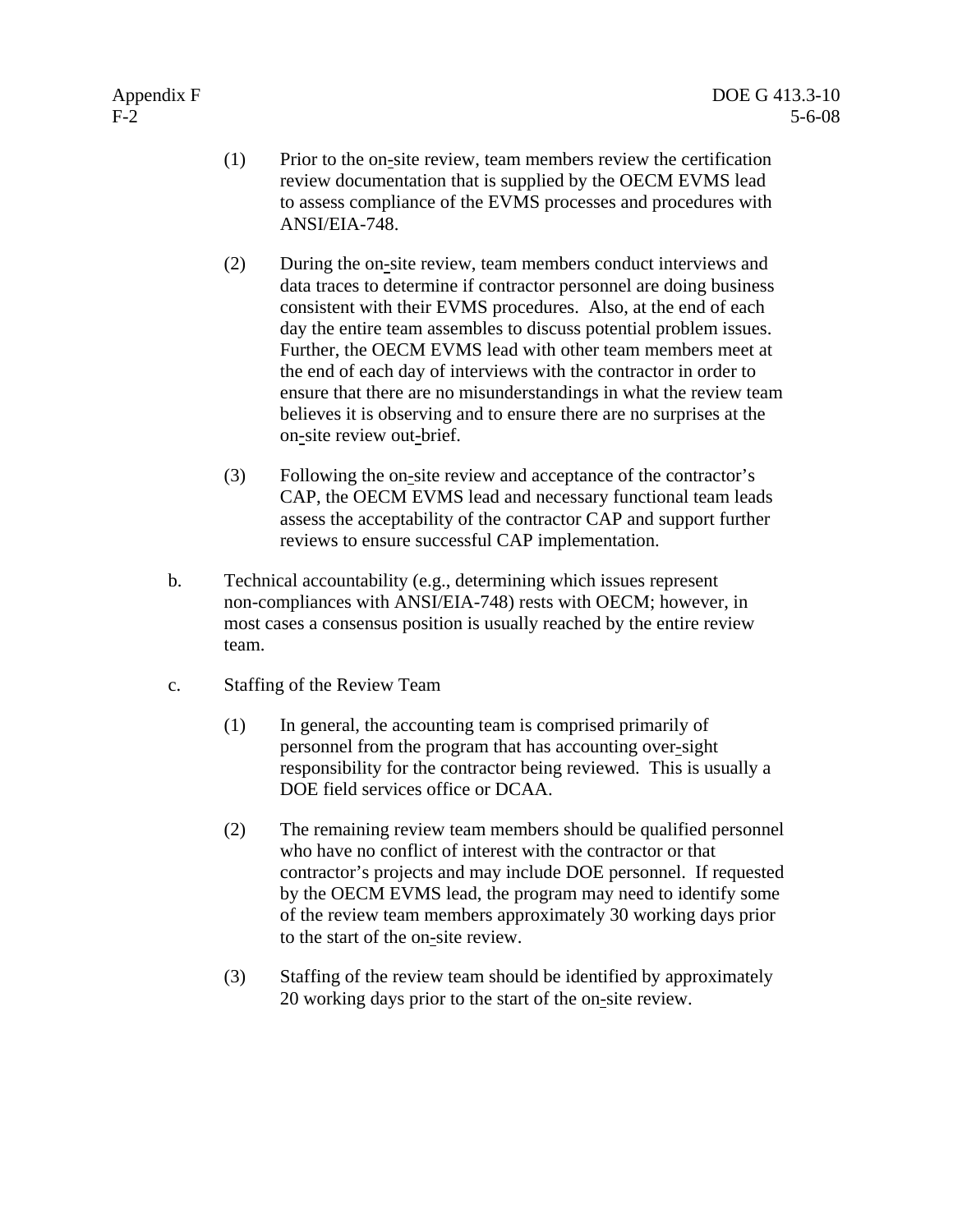(1) Prior to the on-site review, team members review the certification review documentation that is supplied by the OECM EVMS lead to assess compliance of the EVMS processes and procedures with ANSI/EIA-748.

(2) During the on-site review, team members conduct interviews and data traces to determine if contractor personnel are doing business consistent with their EVMS procedures. Also, at the end of each day the entire team assembles to discuss potential problem issues. Further, the OECM EVMS lead with other team members meet at the end of each day of interviews with the contractor in order to ensure that there are no misunderstandings in what the review team believes it is observing and to ensure there are no surprises at the on-site review out-brief.

(3) Following the on-site review and acceptance of the contractor's CAP, the OECM EVMS lead and necessary functional team leads assess the acceptability of the contractor CAP and support further reviews to ensure successful CAP implementation.

b. Technical accountability (e.g., determining which issues represent non-compliances with ANSI/EIA-748) rests with OECM; however, in most cases a consensus position is usually reached by the entire review team.

c. Staffing of the Review Team

(1) In general, the accounting team is comprised primarily of personnel from the program that has accounting over-sight responsibility for the contractor being reviewed. This is usually a DOE field services office or DCAA.

(2) The remaining review team members should be qualified personnel who have no conflict of interest with the contractor or that contractor's projects and may include DOE personnel. If requested by the OECM EVMS lead, the program may need to identify some of the review team members approximately 30 working days prior to the start of the on-site review.

(3) Staffing of the review team should be identified by approximately 20 working days prior to the start of the on-site review.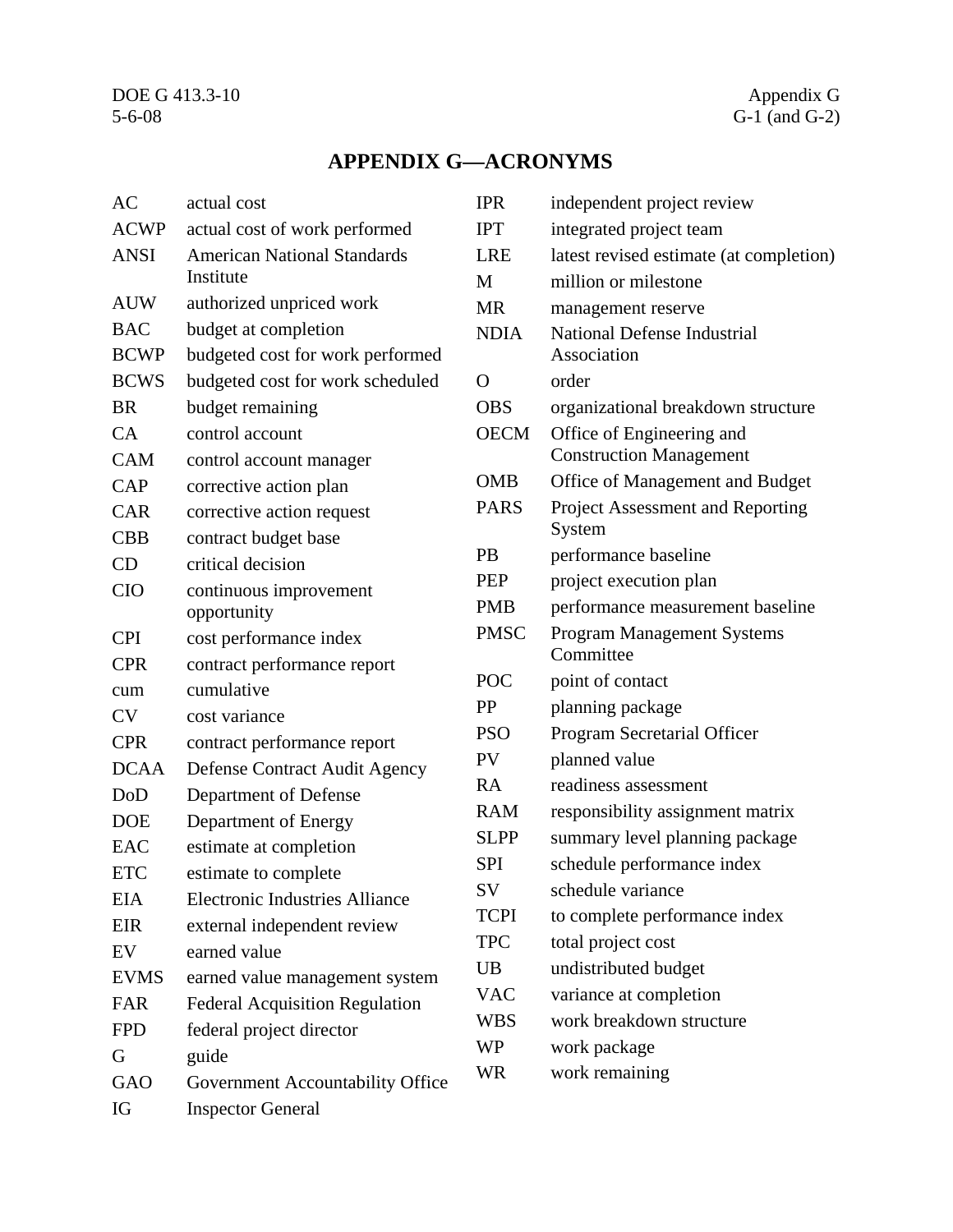# APPENDIX G—ACRONYMS

| | |
|---|---|
| AC | actual cost |
| ACWP | actual cost of work performed |
| ANSI | American National Standards Institute |
| AUW | authorized unpriced work |
| BAC | budget at completion |
| BCWP | budgeted cost for work performed |
| BCWS | budgeted cost for work scheduled |
| BR | budget remaining |
| CA | control account |
| CAM | control account manager |
| CAP | corrective action plan |
| CAR | corrective action request |
| CBB | contract budget base |
| CD | critical decision |
| CIO | continuous improvement opportunity |
| CPI | cost performance index |
| CPR | contract performance report |
| cum | cumulative |
| CV | cost variance |
| CPR | contract performance report |
| DCAA | Defense Contract Audit Agency |
| DoD | Department of Defense |
| DOE | Department of Energy |
| EAC | estimate at completion |
| ETC | estimate to complete |
| EIA | Electronic Industries Alliance |
| EIR | external independent review |
| EV | earned value |
| EVMS | earned value management system |
| FAR | Federal Acquisition Regulation |
| FPD | federal project director |
| G | guide |
| GAO | Government Accountability Office |
| IG | Inspector General |
| IPR | independent project review |
| IPT | integrated project team |
| LRE | latest revised estimate (at completion) |
| M | million or milestone |
| MR | management reserve |
| NDIA | National Defense Industrial Association |
| O | order |
| OBS | organizational breakdown structure |
| OECM | Office of Engineering and Construction Management |
| OMB | Office of Management and Budget |
| PARS | Project Assessment and Reporting System |
| PB | performance baseline |
| PEP | project execution plan |
| PMB | performance measurement baseline |
| PMSC | Program Management Systems Committee |
| POC | point of contact |
| PP | planning package |
| PSO | Program Secretarial Officer |
| PV | planned value |
| RA | readiness assessment |
| RAM | responsibility assignment matrix |
| SLPP | summary level planning package |
| SPI | schedule performance index |
| SV | schedule variance |
| TCPI | to complete performance index |
| TPC | total project cost |
| UB | undistributed budget |
| VAC | variance at completion |
| WBS | work breakdown structure |
| WP | work package |
| WR | work remaining |